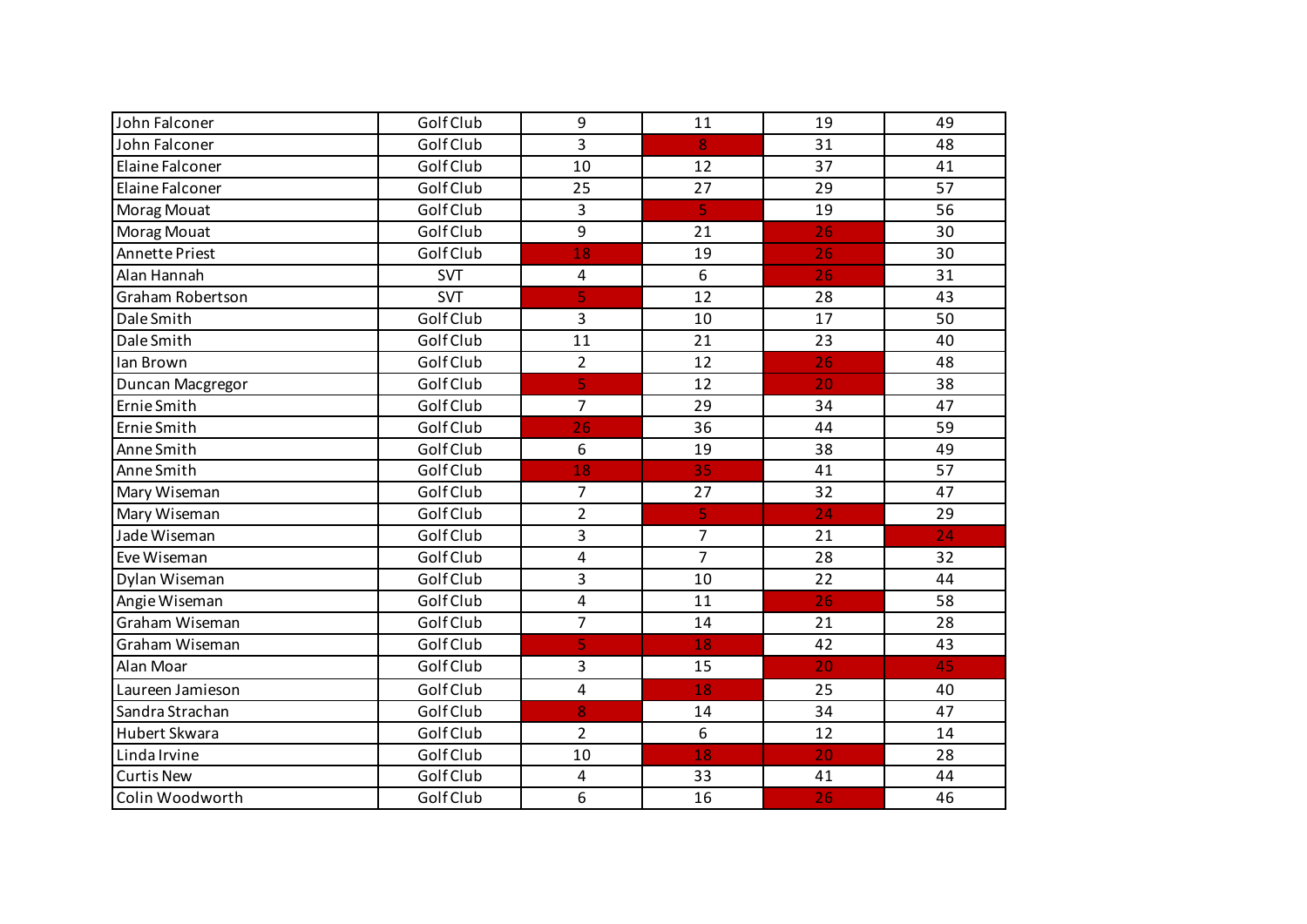| | | | | | |
|---|---|---|---|---|---|
| John Falconer | Golf Club | 9 | 11 | 19 | 49 |
| John Falconer | Golf Club | 3 | 8 | 31 | 48 |
| Elaine Falconer | Golf Club | 10 | 12 | 37 | 41 |
| Elaine Falconer | Golf Club | 25 | 27 | 29 | 57 |
| Morag Mouat | Golf Club | 3 | 5 | 19 | 56 |
| Morag Mouat | Golf Club | 9 | 21 | 26 | 30 |
| Annette Priest | Golf Club | 18 | 19 | 26 | 30 |
| Alan Hannah | SVT | 4 | 6 | 26 | 31 |
| Graham Robertson | SVT | 5 | 12 | 28 | 43 |
| Dale Smith | Golf Club | 3 | 10 | 17 | 50 |
| Dale Smith | Golf Club | 11 | 21 | 23 | 40 |
| Ian Brown | Golf Club | 2 | 12 | 26 | 48 |
| Duncan Macgregor | Golf Club | 5 | 12 | 20 | 38 |
| Ernie Smith | Golf Club | 7 | 29 | 34 | 47 |
| Ernie Smith | Golf Club | 26 | 36 | 44 | 59 |
| Anne Smith | Golf Club | 6 | 19 | 38 | 49 |
| Anne Smith | Golf Club | 18 | 35 | 41 | 57 |
| Mary Wiseman | Golf Club | 7 | 27 | 32 | 47 |
| Mary Wiseman | Golf Club | 2 | 5 | 24 | 29 |
| Jade Wiseman | Golf Club | 3 | 7 | 21 | 24 |
| Eve Wiseman | Golf Club | 4 | 7 | 28 | 32 |
| Dylan Wiseman | Golf Club | 3 | 10 | 22 | 44 |
| Angie Wiseman | Golf Club | 4 | 11 | 26 | 58 |
| Graham Wiseman | Golf Club | 7 | 14 | 21 | 28 |
| Graham Wiseman | Golf Club | 5 | 18 | 42 | 43 |
| Alan Moar | Golf Club | 3 | 15 | 20 | 45 |
| Laureen Jamieson | Golf Club | 4 | 18 | 25 | 40 |
| Sandra Strachan | Golf Club | 8 | 14 | 34 | 47 |
| Hubert Skwara | Golf Club | 2 | 6 | 12 | 14 |
| Linda Irvine | Golf Club | 10 | 18 | 20 | 28 |
| Curtis New | Golf Club | 4 | 33 | 41 | 44 |
| Colin Woodworth | Golf Club | 6 | 16 | 26 | 46 |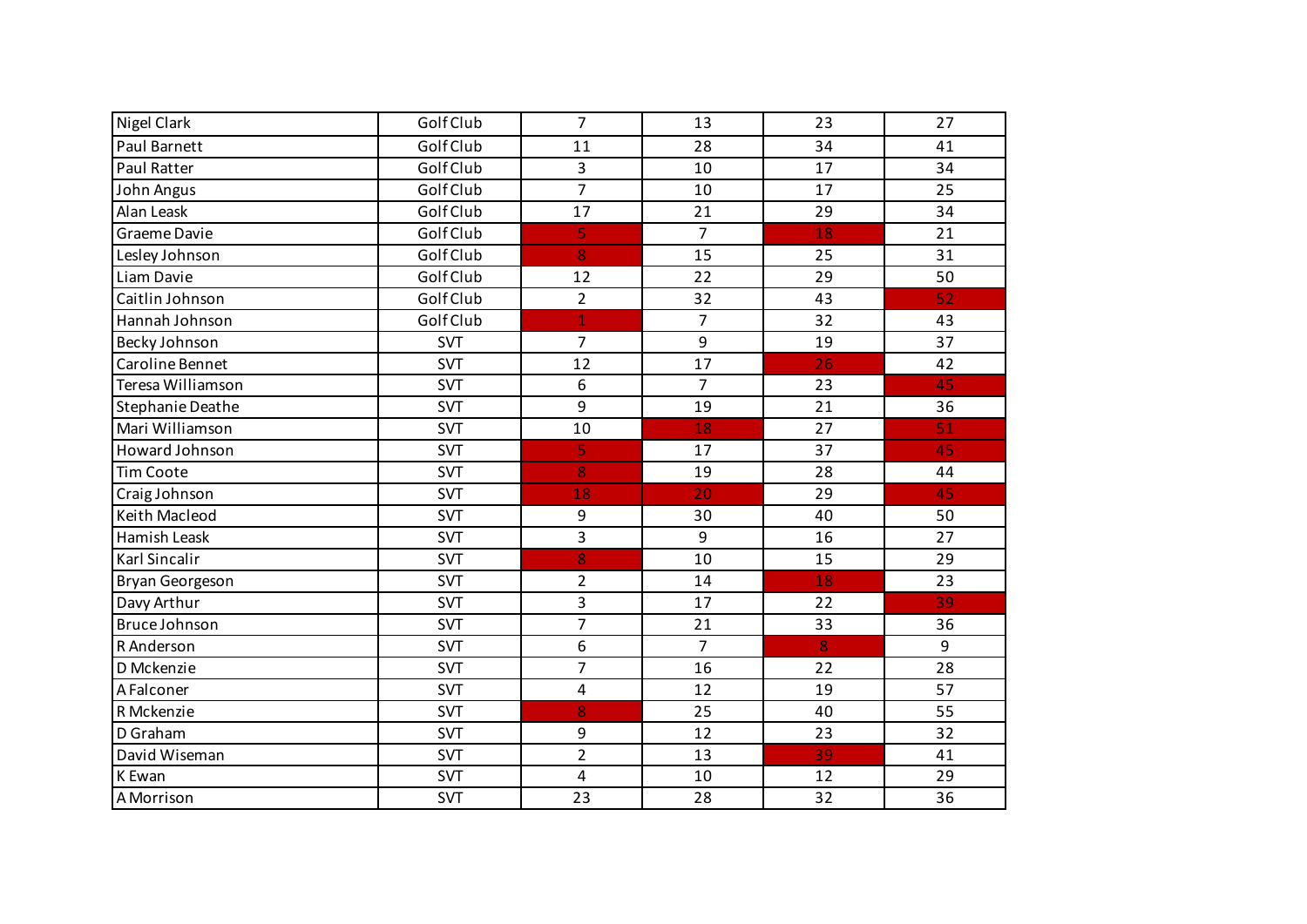| | | | | | |
|---|---|---|---|---|---|
| Nigel Clark | Golf Club | 7 | 13 | 23 | 27 |
| Paul Barnett | Golf Club | 11 | 28 | 34 | 41 |
| Paul Ratter | Golf Club | 3 | 10 | 17 | 34 |
| John Angus | Golf Club | 7 | 10 | 17 | 25 |
| Alan Leask | Golf Club | 17 | 21 | 29 | 34 |
| Graeme Davie | Golf Club | 5 | 7 | 18 | 21 |
| Lesley Johnson | Golf Club | 8 | 15 | 25 | 31 |
| Liam Davie | Golf Club | 12 | 22 | 29 | 50 |
| Caitlin Johnson | Golf Club | 2 | 32 | 43 | 52 |
| Hannah Johnson | Golf Club | 1 | 7 | 32 | 43 |
| Becky Johnson | SVT | 7 | 9 | 19 | 37 |
| Caroline Bennet | SVT | 12 | 17 | 26 | 42 |
| Teresa Williamson | SVT | 6 | 7 | 23 | 45 |
| Stephanie Deathe | SVT | 9 | 19 | 21 | 36 |
| Mari Williamson | SVT | 10 | 18 | 27 | 51 |
| Howard Johnson | SVT | 5 | 17 | 37 | 45 |
| Tim Coote | SVT | 8 | 19 | 28 | 44 |
| Craig Johnson | SVT | 18 | 20 | 29 | 45 |
| Keith Macleod | SVT | 9 | 30 | 40 | 50 |
| Hamish Leask | SVT | 3 | 9 | 16 | 27 |
| Karl Sincalir | SVT | 8 | 10 | 15 | 29 |
| Bryan Georgeson | SVT | 2 | 14 | 18 | 23 |
| Davy Arthur | SVT | 3 | 17 | 22 | 39 |
| Bruce Johnson | SVT | 7 | 21 | 33 | 36 |
| R Anderson | SVT | 6 | 7 | 8 | 9 |
| D Mckenzie | SVT | 7 | 16 | 22 | 28 |
| A Falconer | SVT | 4 | 12 | 19 | 57 |
| R Mckenzie | SVT | 8 | 25 | 40 | 55 |
| D Graham | SVT | 9 | 12 | 23 | 32 |
| David Wiseman | SVT | 2 | 13 | 39 | 41 |
| K Ewan | SVT | 4 | 10 | 12 | 29 |
| A Morrison | SVT | 23 | 28 | 32 | 36 |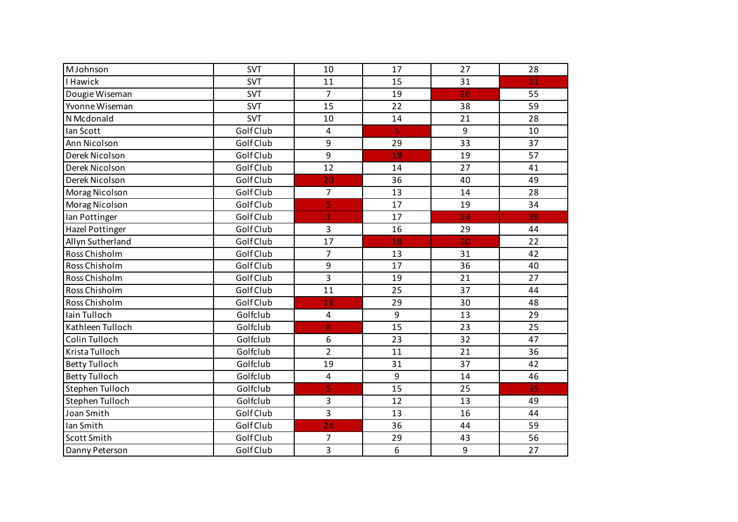| | | | | | |
|---|---|---|---|---|---|
| M Johnson | SVT | 10 | 17 | 27 | 28 |
| I Hawick | SVT | 11 | 15 | 31 | 51 |
| Dougie Wiseman | SVT | 7 | 19 | 26 | 55 |
| Yvonne Wiseman | SVT | 15 | 22 | 38 | 59 |
| N Mcdonald | SVT | 10 | 14 | 21 | 28 |
| Ian Scott | Golf Club | 4 | 5 | 9 | 10 |
| Ann Nicolson | Golf Club | 9 | 29 | 33 | 37 |
| Derek Nicolson | Golf Club | 9 | 18 | 19 | 57 |
| Derek Nicolson | Golf Club | 12 | 14 | 27 | 41 |
| Derek Nicolson | Golf Club | 20 | 36 | 40 | 49 |
| Morag Nicolson | Golf Club | 7 | 13 | 14 | 28 |
| Morag Nicolson | Golf Club | 5 | 17 | 19 | 34 |
| Ian Pottinger | Golf Club | 1 | 17 | 24 | 39 |
| Hazel Pottinger | Golf Club | 3 | 16 | 29 | 44 |
| Allyn Sutherland | Golf Club | 17 | 18 | 20 | 22 |
| Ross Chisholm | Golf Club | 7 | 13 | 31 | 42 |
| Ross Chisholm | Golf Club | 9 | 17 | 36 | 40 |
| Ross Chisholm | Golf Club | 3 | 19 | 21 | 27 |
| Ross Chisholm | Golf Club | 11 | 25 | 37 | 44 |
| Ross Chisholm | Golf Club | 18 | 29 | 30 | 48 |
| Iain Tulloch | Golfclub | 4 | 9 | 13 | 29 |
| Kathleen Tulloch | Golfclub | 8 | 15 | 23 | 25 |
| Colin Tulloch | Golfclub | 6 | 23 | 32 | 47 |
| Krista Tulloch | Golfclub | 2 | 11 | 21 | 36 |
| Betty Tulloch | Golfclub | 19 | 31 | 37 | 42 |
| Betty Tulloch | Golfclub | 4 | 9 | 14 | 46 |
| Stephen Tulloch | Golfclub | 5 | 15 | 25 | 35 |
| Stephen Tulloch | Golfclub | 3 | 12 | 13 | 49 |
| Joan Smith | Golf Club | 3 | 13 | 16 | 44 |
| Ian Smith | Golf Club | 24 | 36 | 44 | 59 |
| Scott Smith | Golf Club | 7 | 29 | 43 | 56 |
| Danny Peterson | Golf Club | 3 | 6 | 9 | 27 |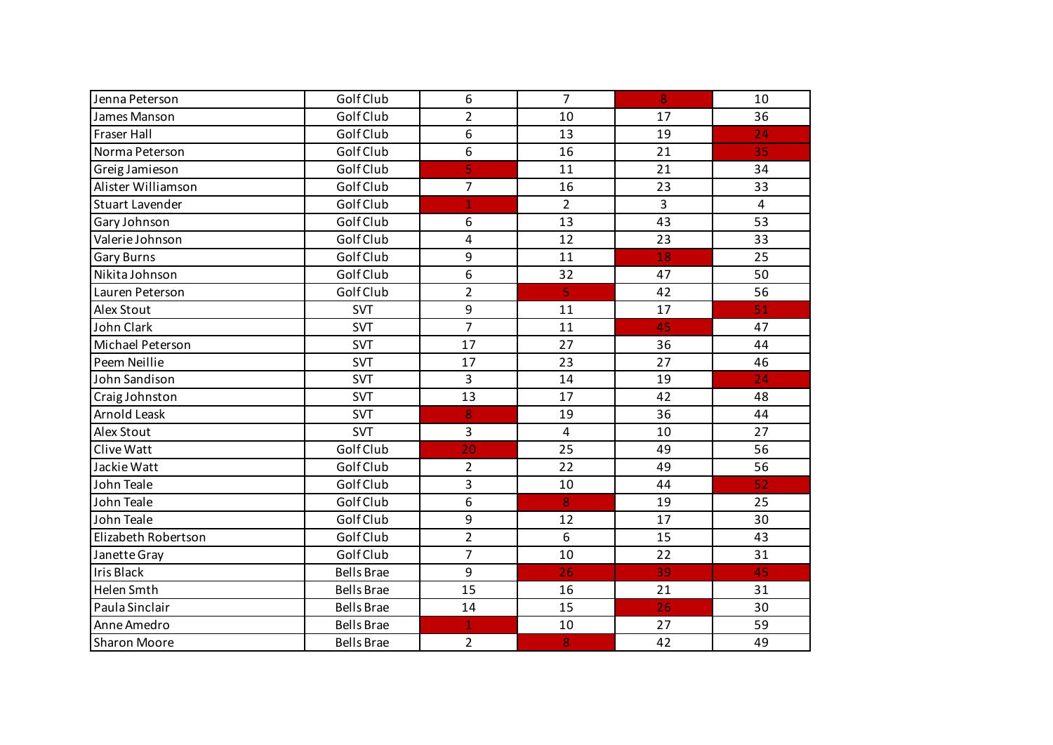| | | | | | |
|---|---|---|---|---|---|
| Jenna Peterson | Golf Club | 6 | 7 | 8 | 10 |
| James Manson | Golf Club | 2 | 10 | 17 | 36 |
| Fraser Hall | Golf Club | 6 | 13 | 19 | 24 |
| Norma Peterson | Golf Club | 6 | 16 | 21 | 35 |
| Greig Jamieson | Golf Club | 5 | 11 | 21 | 34 |
| Alister Williamson | Golf Club | 7 | 16 | 23 | 33 |
| Stuart Lavender | Golf Club | 1 | 2 | 3 | 4 |
| Gary Johnson | Golf Club | 6 | 13 | 43 | 53 |
| Valerie Johnson | Golf Club | 4 | 12 | 23 | 33 |
| Gary Burns | Golf Club | 9 | 11 | 18 | 25 |
| Nikita Johnson | Golf Club | 6 | 32 | 47 | 50 |
| Lauren Peterson | Golf Club | 2 | 5 | 42 | 56 |
| Alex Stout | SVT | 9 | 11 | 17 | 51 |
| John Clark | SVT | 7 | 11 | 45 | 47 |
| Michael Peterson | SVT | 17 | 27 | 36 | 44 |
| Peem Neillie | SVT | 17 | 23 | 27 | 46 |
| John Sandison | SVT | 3 | 14 | 19 | 24 |
| Craig Johnston | SVT | 13 | 17 | 42 | 48 |
| Arnold Leask | SVT | 8 | 19 | 36 | 44 |
| Alex Stout | SVT | 3 | 4 | 10 | 27 |
| Clive Watt | Golf Club | 20 | 25 | 49 | 56 |
| Jackie Watt | Golf Club | 2 | 22 | 49 | 56 |
| John Teale | Golf Club | 3 | 10 | 44 | 52 |
| John Teale | Golf Club | 6 | 8 | 19 | 25 |
| John Teale | Golf Club | 9 | 12 | 17 | 30 |
| Elizabeth Robertson | Golf Club | 2 | 6 | 15 | 43 |
| Janette Gray | Golf Club | 7 | 10 | 22 | 31 |
| Iris Black | Bells Brae | 9 | 26 | 39 | 45 |
| Helen Smth | Bells Brae | 15 | 16 | 21 | 31 |
| Paula Sinclair | Bells Brae | 14 | 15 | 26 | 30 |
| Anne Amedro | Bells Brae | 1 | 10 | 27 | 59 |
| Sharon Moore | Bells Brae | 2 | 8 | 42 | 49 |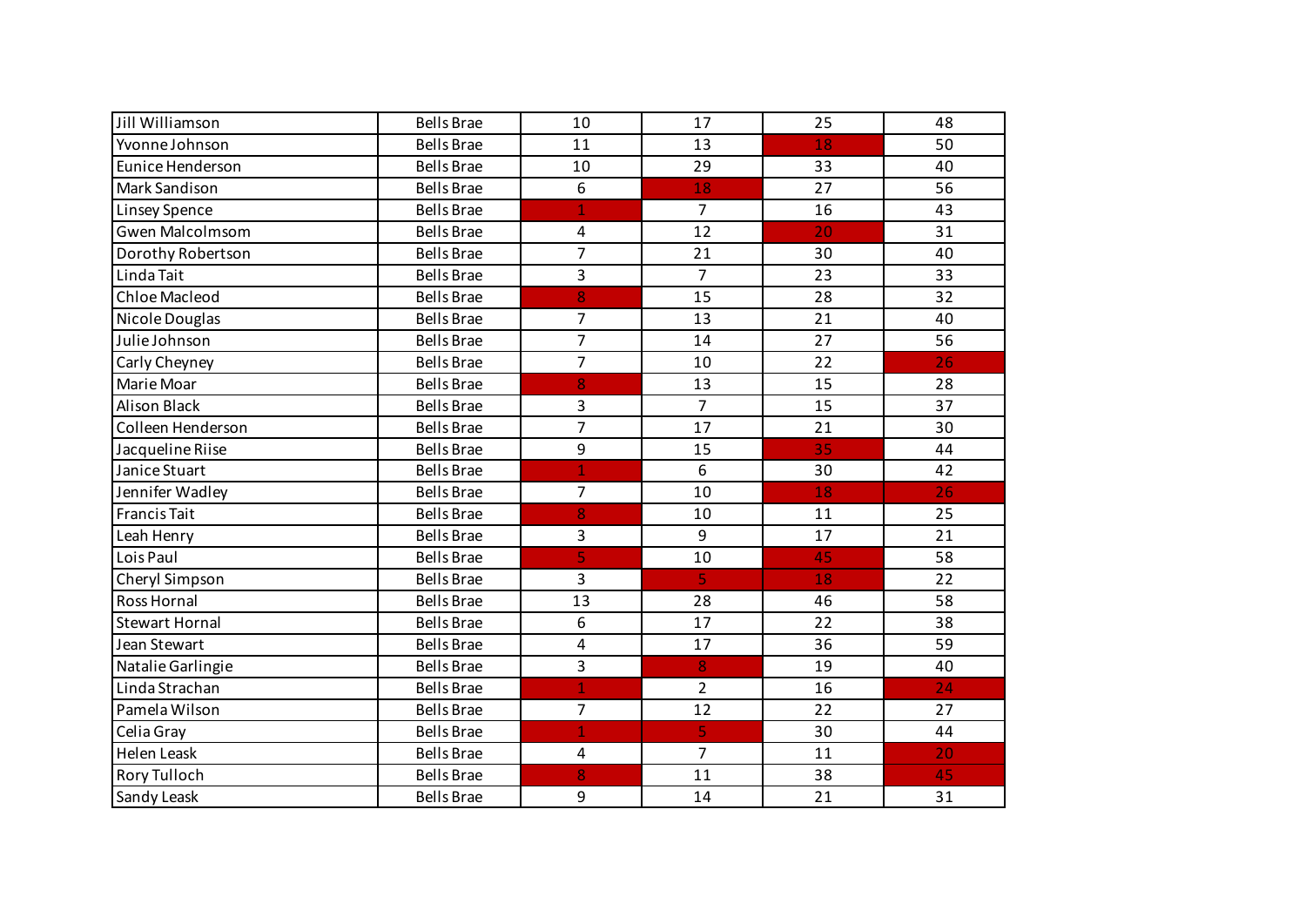| | | | | | |
|---|---|---|---|---|---|
| Jill Williamson | Bells Brae | 10 | 17 | 25 | 48 |
| Yvonne Johnson | Bells Brae | 11 | 13 | 18 | 50 |
| Eunice Henderson | Bells Brae | 10 | 29 | 33 | 40 |
| Mark Sandison | Bells Brae | 6 | 18 | 27 | 56 |
| Linsey Spence | Bells Brae | 1 | 7 | 16 | 43 |
| Gwen Malcolmsom | Bells Brae | 4 | 12 | 20 | 31 |
| Dorothy Robertson | Bells Brae | 7 | 21 | 30 | 40 |
| Linda Tait | Bells Brae | 3 | 7 | 23 | 33 |
| Chloe Macleod | Bells Brae | 8 | 15 | 28 | 32 |
| Nicole Douglas | Bells Brae | 7 | 13 | 21 | 40 |
| Julie Johnson | Bells Brae | 7 | 14 | 27 | 56 |
| Carly Cheyney | Bells Brae | 7 | 10 | 22 | 26 |
| Marie Moar | Bells Brae | 8 | 13 | 15 | 28 |
| Alison Black | Bells Brae | 3 | 7 | 15 | 37 |
| Colleen Henderson | Bells Brae | 7 | 17 | 21 | 30 |
| Jacqueline Riise | Bells Brae | 9 | 15 | 35 | 44 |
| Janice Stuart | Bells Brae | 1 | 6 | 30 | 42 |
| Jennifer Wadley | Bells Brae | 7 | 10 | 18 | 26 |
| Francis Tait | Bells Brae | 8 | 10 | 11 | 25 |
| Leah Henry | Bells Brae | 3 | 9 | 17 | 21 |
| Lois Paul | Bells Brae | 5 | 10 | 45 | 58 |
| Cheryl Simpson | Bells Brae | 3 | 5 | 18 | 22 |
| Ross Hornal | Bells Brae | 13 | 28 | 46 | 58 |
| Stewart Hornal | Bells Brae | 6 | 17 | 22 | 38 |
| Jean Stewart | Bells Brae | 4 | 17 | 36 | 59 |
| Natalie Garlingie | Bells Brae | 3 | 8 | 19 | 40 |
| Linda Strachan | Bells Brae | 1 | 2 | 16 | 24 |
| Pamela Wilson | Bells Brae | 7 | 12 | 22 | 27 |
| Celia Gray | Bells Brae | 1 | 5 | 30 | 44 |
| Helen Leask | Bells Brae | 4 | 7 | 11 | 20 |
| Rory Tulloch | Bells Brae | 8 | 11 | 38 | 45 |
| Sandy Leask | Bells Brae | 9 | 14 | 21 | 31 |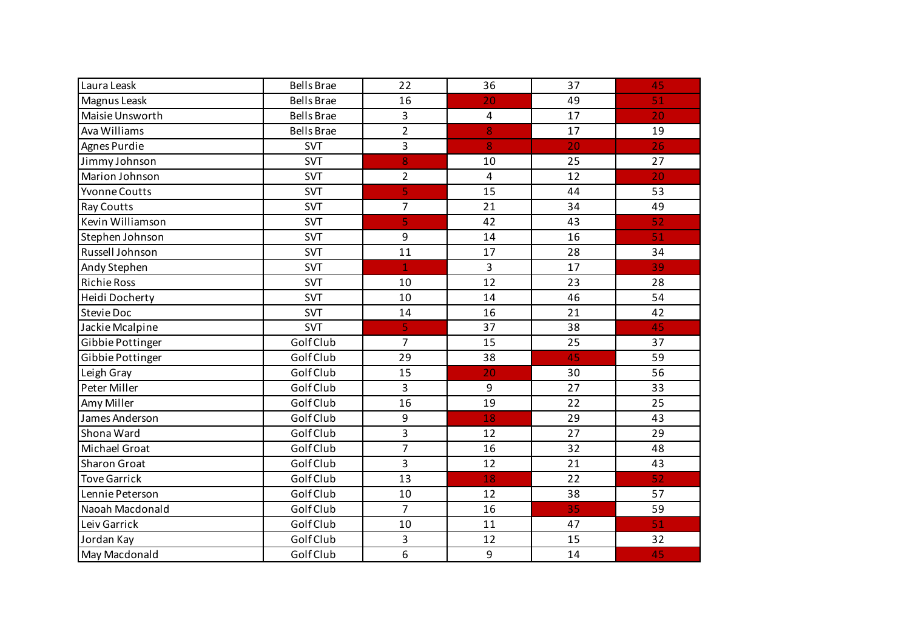| | | | | | |
|---|---|---|---|---|---|
| Laura Leask | Bells Brae | 22 | 36 | 37 | 45 |
| Magnus Leask | Bells Brae | 16 | 20 | 49 | 51 |
| Maisie Unsworth | Bells Brae | 3 | 4 | 17 | 20 |
| Ava Williams | Bells Brae | 2 | 8 | 17 | 19 |
| Agnes Purdie | SVT | 3 | 8 | 20 | 26 |
| Jimmy Johnson | SVT | 8 | 10 | 25 | 27 |
| Marion Johnson | SVT | 2 | 4 | 12 | 20 |
| Yvonne Coutts | SVT | 5 | 15 | 44 | 53 |
| Ray Coutts | SVT | 7 | 21 | 34 | 49 |
| Kevin Williamson | SVT | 5 | 42 | 43 | 52 |
| Stephen Johnson | SVT | 9 | 14 | 16 | 51 |
| Russell Johnson | SVT | 11 | 17 | 28 | 34 |
| Andy Stephen | SVT | 1 | 3 | 17 | 39 |
| Richie Ross | SVT | 10 | 12 | 23 | 28 |
| Heidi Docherty | SVT | 10 | 14 | 46 | 54 |
| Stevie Doc | SVT | 14 | 16 | 21 | 42 |
| Jackie Mcalpine | SVT | 5 | 37 | 38 | 45 |
| Gibbie Pottinger | Golf Club | 7 | 15 | 25 | 37 |
| Gibbie Pottinger | Golf Club | 29 | 38 | 45 | 59 |
| Leigh Gray | Golf Club | 15 | 20 | 30 | 56 |
| Peter Miller | Golf Club | 3 | 9 | 27 | 33 |
| Amy Miller | Golf Club | 16 | 19 | 22 | 25 |
| James Anderson | Golf Club | 9 | 18 | 29 | 43 |
| Shona Ward | Golf Club | 3 | 12 | 27 | 29 |
| Michael Groat | Golf Club | 7 | 16 | 32 | 48 |
| Sharon Groat | Golf Club | 3 | 12 | 21 | 43 |
| Tove Garrick | Golf Club | 13 | 18 | 22 | 52 |
| Lennie Peterson | Golf Club | 10 | 12 | 38 | 57 |
| Naoah Macdonald | Golf Club | 7 | 16 | 35 | 59 |
| Leiv Garrick | Golf Club | 10 | 11 | 47 | 51 |
| Jordan Kay | Golf Club | 3 | 12 | 15 | 32 |
| May Macdonald | Golf Club | 6 | 9 | 14 | 45 |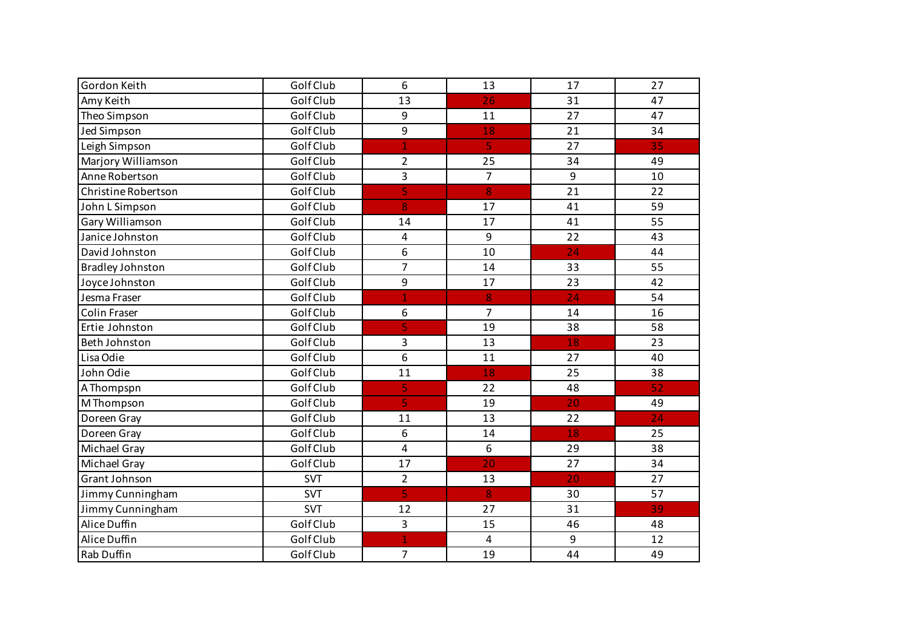| | | | | | |
|---|---|---|---|---|---|
| Gordon Keith | Golf Club | 6 | 13 | 17 | 27 |
| Amy Keith | Golf Club | 13 | 26 | 31 | 47 |
| Theo Simpson | Golf Club | 9 | 11 | 27 | 47 |
| Jed Simpson | Golf Club | 9 | 18 | 21 | 34 |
| Leigh Simpson | Golf Club | 1 | 5 | 27 | 35 |
| Marjory Williamson | Golf Club | 2 | 25 | 34 | 49 |
| Anne Robertson | Golf Club | 3 | 7 | 9 | 10 |
| Christine Robertson | Golf Club | 5 | 8 | 21 | 22 |
| John L Simpson | Golf Club | 8 | 17 | 41 | 59 |
| Gary Williamson | Golf Club | 14 | 17 | 41 | 55 |
| Janice Johnston | Golf Club | 4 | 9 | 22 | 43 |
| David Johnston | Golf Club | 6 | 10 | 24 | 44 |
| Bradley Johnston | Golf Club | 7 | 14 | 33 | 55 |
| Joyce Johnston | Golf Club | 9 | 17 | 23 | 42 |
| Jesma Fraser | Golf Club | 1 | 8 | 24 | 54 |
| Colin Fraser | Golf Club | 6 | 7 | 14 | 16 |
| Ertie Johnston | Golf Club | 5 | 19 | 38 | 58 |
| Beth Johnston | Golf Club | 3 | 13 | 18 | 23 |
| Lisa Odie | Golf Club | 6 | 11 | 27 | 40 |
| John Odie | Golf Club | 11 | 18 | 25 | 38 |
| A Thompspn | Golf Club | 5 | 22 | 48 | 52 |
| M Thompson | Golf Club | 5 | 19 | 20 | 49 |
| Doreen Gray | Golf Club | 11 | 13 | 22 | 24 |
| Doreen Gray | Golf Club | 6 | 14 | 18 | 25 |
| Michael Gray | Golf Club | 4 | 6 | 29 | 38 |
| Michael Gray | Golf Club | 17 | 20 | 27 | 34 |
| Grant Johnson | SVT | 2 | 13 | 20 | 27 |
| Jimmy Cunningham | SVT | 5 | 8 | 30 | 57 |
| Jimmy Cunningham | SVT | 12 | 27 | 31 | 39 |
| Alice Duffin | Golf Club | 3 | 15 | 46 | 48 |
| Alice Duffin | Golf Club | 1 | 4 | 9 | 12 |
| Rab Duffin | Golf Club | 7 | 19 | 44 | 49 |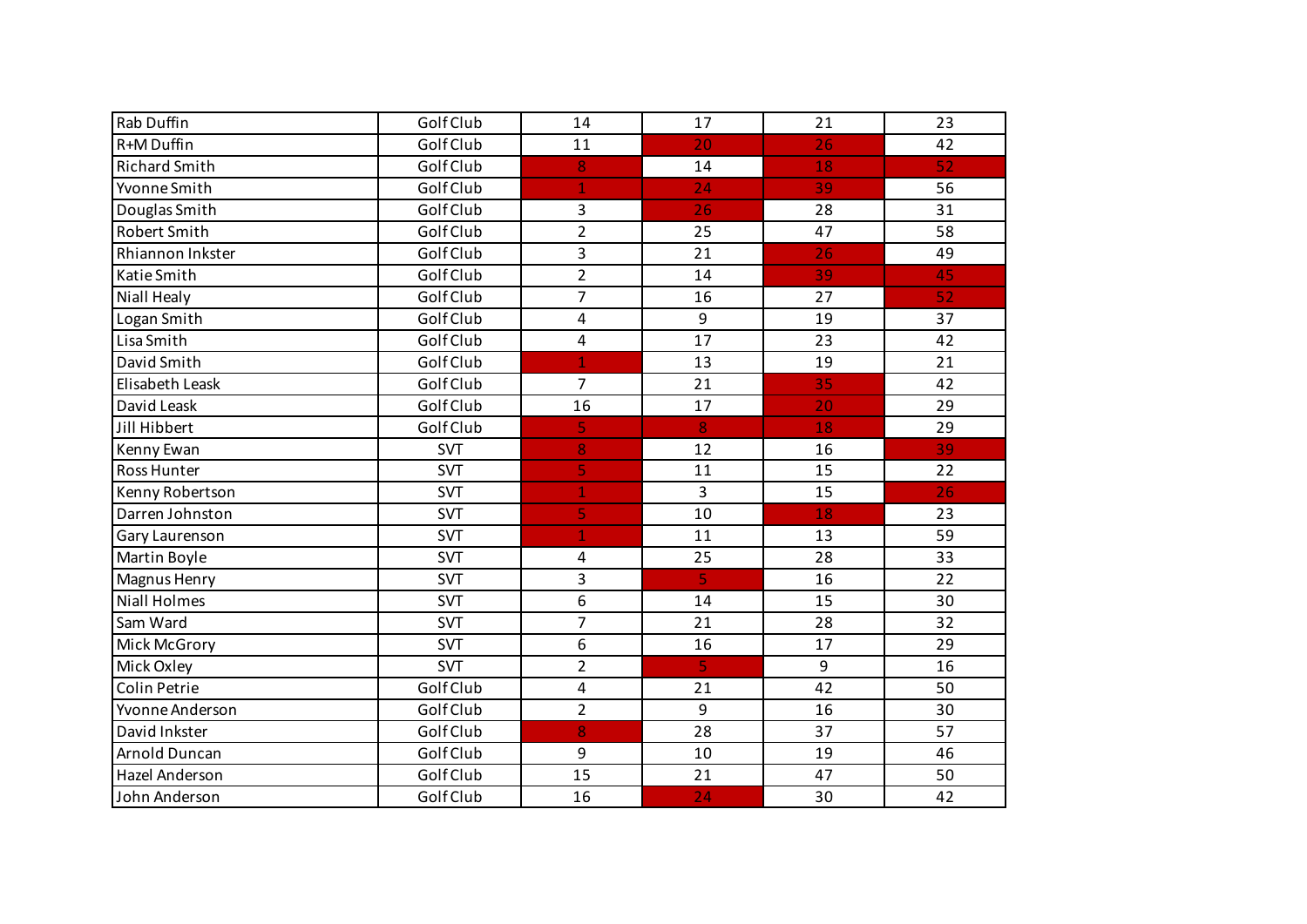| | | | | | |
|---|---|---|---|---|---|
| Rab Duffin | Golf Club | 14 | 17 | 21 | 23 |
| R+M Duffin | Golf Club | 11 | 20 | 26 | 42 |
| Richard Smith | Golf Club | 8 | 14 | 18 | 52 |
| Yvonne Smith | Golf Club | 1 | 24 | 39 | 56 |
| Douglas Smith | Golf Club | 3 | 26 | 28 | 31 |
| Robert Smith | Golf Club | 2 | 25 | 47 | 58 |
| Rhiannon Inkster | Golf Club | 3 | 21 | 26 | 49 |
| Katie Smith | Golf Club | 2 | 14 | 39 | 45 |
| Niall Healy | Golf Club | 7 | 16 | 27 | 52 |
| Logan Smith | Golf Club | 4 | 9 | 19 | 37 |
| Lisa Smith | Golf Club | 4 | 17 | 23 | 42 |
| David Smith | Golf Club | 1 | 13 | 19 | 21 |
| Elisabeth Leask | Golf Club | 7 | 21 | 35 | 42 |
| David Leask | Golf Club | 16 | 17 | 20 | 29 |
| Jill Hibbert | Golf Club | 5 | 8 | 18 | 29 |
| Kenny Ewan | SVT | 8 | 12 | 16 | 39 |
| Ross Hunter | SVT | 5 | 11 | 15 | 22 |
| Kenny Robertson | SVT | 1 | 3 | 15 | 26 |
| Darren Johnston | SVT | 5 | 10 | 18 | 23 |
| Gary Laurenson | SVT | 1 | 11 | 13 | 59 |
| Martin Boyle | SVT | 4 | 25 | 28 | 33 |
| Magnus Henry | SVT | 3 | 5 | 16 | 22 |
| Niall Holmes | SVT | 6 | 14 | 15 | 30 |
| Sam Ward | SVT | 7 | 21 | 28 | 32 |
| Mick McGrory | SVT | 6 | 16 | 17 | 29 |
| Mick Oxley | SVT | 2 | 5 | 9 | 16 |
| Colin Petrie | Golf Club | 4 | 21 | 42 | 50 |
| Yvonne Anderson | Golf Club | 2 | 9 | 16 | 30 |
| David Inkster | Golf Club | 8 | 28 | 37 | 57 |
| Arnold Duncan | Golf Club | 9 | 10 | 19 | 46 |
| Hazel Anderson | Golf Club | 15 | 21 | 47 | 50 |
| John Anderson | Golf Club | 16 | 24 | 30 | 42 |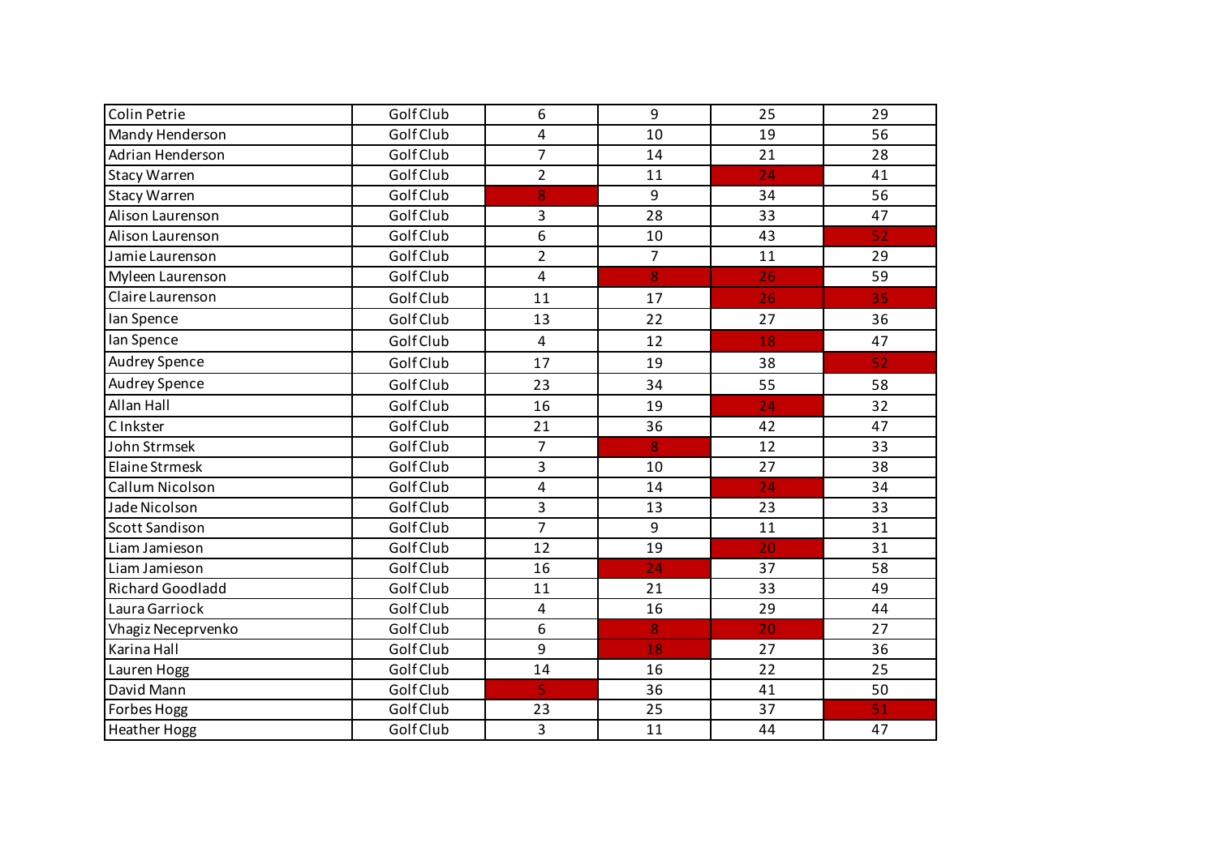| | | | | | |
|---|---|---|---|---|---|
| Colin Petrie | Golf Club | 6 | 9 | 25 | 29 |
| Mandy Henderson | Golf Club | 4 | 10 | 19 | 56 |
| Adrian Henderson | Golf Club | 7 | 14 | 21 | 28 |
| Stacy Warren | Golf Club | 2 | 11 | 24 | 41 |
| Stacy Warren | Golf Club | 8 | 9 | 34 | 56 |
| Alison Laurenson | Golf Club | 3 | 28 | 33 | 47 |
| Alison Laurenson | Golf Club | 6 | 10 | 43 | 52 |
| Jamie Laurenson | Golf Club | 2 | 7 | 11 | 29 |
| Myleen Laurenson | Golf Club | 4 | 8 | 26 | 59 |
| Claire Laurenson | Golf Club | 11 | 17 | 26 | 35 |
| Ian Spence | Golf Club | 13 | 22 | 27 | 36 |
| Ian Spence | Golf Club | 4 | 12 | 18 | 47 |
| Audrey Spence | Golf Club | 17 | 19 | 38 | 52 |
| Audrey Spence | Golf Club | 23 | 34 | 55 | 58 |
| Allan Hall | Golf Club | 16 | 19 | 24 | 32 |
| C Inkster | Golf Club | 21 | 36 | 42 | 47 |
| John Strmsek | Golf Club | 7 | 8 | 12 | 33 |
| Elaine Strmesk | Golf Club | 3 | 10 | 27 | 38 |
| Callum Nicolson | Golf Club | 4 | 14 | 24 | 34 |
| Jade Nicolson | Golf Club | 3 | 13 | 23 | 33 |
| Scott Sandison | Golf Club | 7 | 9 | 11 | 31 |
| Liam Jamieson | Golf Club | 12 | 19 | 20 | 31 |
| Liam Jamieson | Golf Club | 16 | 24 | 37 | 58 |
| Richard Goodladd | Golf Club | 11 | 21 | 33 | 49 |
| Laura Garriock | Golf Club | 4 | 16 | 29 | 44 |
| Vhagiz Neceprvenko | Golf Club | 6 | 8 | 20 | 27 |
| Karina Hall | Golf Club | 9 | 18 | 27 | 36 |
| Lauren Hogg | Golf Club | 14 | 16 | 22 | 25 |
| David Mann | Golf Club | 5 | 36 | 41 | 50 |
| Forbes Hogg | Golf Club | 23 | 25 | 37 | 51 |
| Heather Hogg | Golf Club | 3 | 11 | 44 | 47 |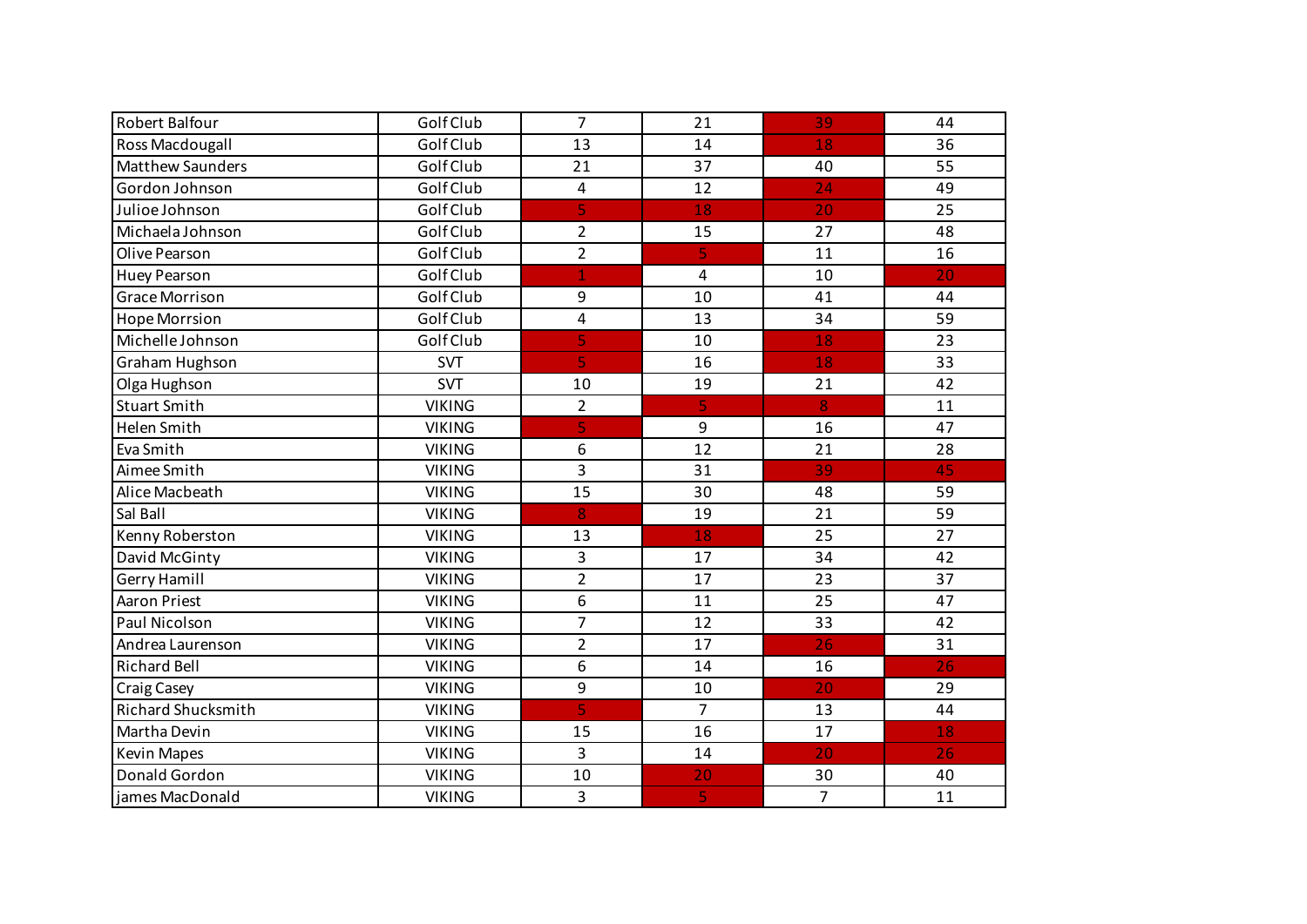| | | | | | |
|---|---|---|---|---|---|
| Robert Balfour | Golf Club | 7 | 21 | 39 | 44 |
| Ross Macdougall | Golf Club | 13 | 14 | 18 | 36 |
| Matthew Saunders | Golf Club | 21 | 37 | 40 | 55 |
| Gordon Johnson | Golf Club | 4 | 12 | 24 | 49 |
| Julioe Johnson | Golf Club | 5 | 18 | 20 | 25 |
| Michaela Johnson | Golf Club | 2 | 15 | 27 | 48 |
| Olive Pearson | Golf Club | 2 | 5 | 11 | 16 |
| Huey Pearson | Golf Club | 1 | 4 | 10 | 20 |
| Grace Morrison | Golf Club | 9 | 10 | 41 | 44 |
| Hope Morrsion | Golf Club | 4 | 13 | 34 | 59 |
| Michelle Johnson | Golf Club | 5 | 10 | 18 | 23 |
| Graham Hughson | SVT | 5 | 16 | 18 | 33 |
| Olga Hughson | SVT | 10 | 19 | 21 | 42 |
| Stuart Smith | VIKING | 2 | 5 | 8 | 11 |
| Helen Smith | VIKING | 5 | 9 | 16 | 47 |
| Eva Smith | VIKING | 6 | 12 | 21 | 28 |
| Aimee Smith | VIKING | 3 | 31 | 39 | 45 |
| Alice Macbeath | VIKING | 15 | 30 | 48 | 59 |
| Sal Ball | VIKING | 8 | 19 | 21 | 59 |
| Kenny Roberston | VIKING | 13 | 18 | 25 | 27 |
| David McGinty | VIKING | 3 | 17 | 34 | 42 |
| Gerry Hamill | VIKING | 2 | 17 | 23 | 37 |
| Aaron Priest | VIKING | 6 | 11 | 25 | 47 |
| Paul Nicolson | VIKING | 7 | 12 | 33 | 42 |
| Andrea Laurenson | VIKING | 2 | 17 | 26 | 31 |
| Richard Bell | VIKING | 6 | 14 | 16 | 26 |
| Craig Casey | VIKING | 9 | 10 | 20 | 29 |
| Richard Shucksmith | VIKING | 5 | 7 | 13 | 44 |
| Martha Devin | VIKING | 15 | 16 | 17 | 18 |
| Kevin Mapes | VIKING | 3 | 14 | 20 | 26 |
| Donald Gordon | VIKING | 10 | 20 | 30 | 40 |
| james MacDonald | VIKING | 3 | 5 | 7 | 11 |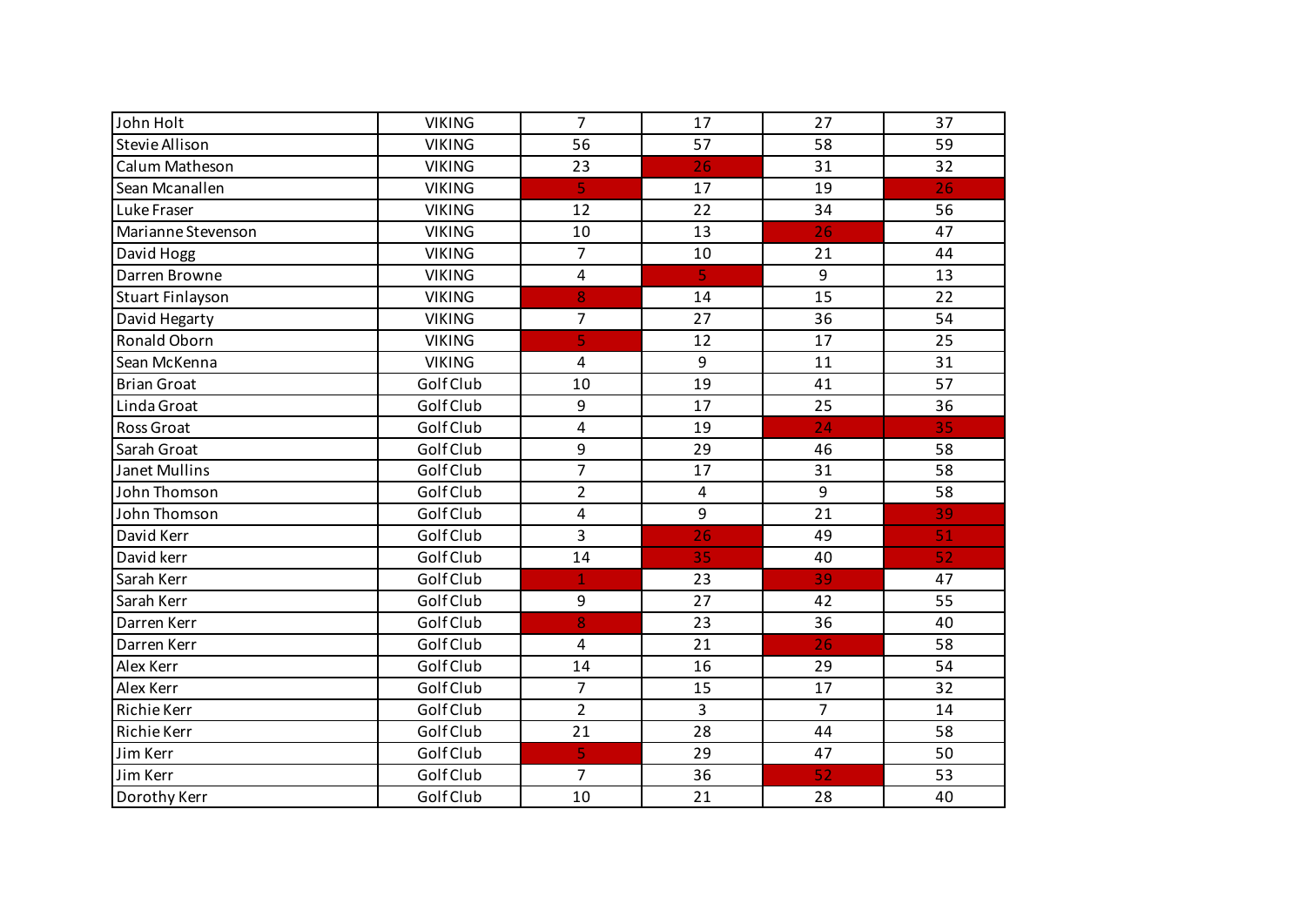| John Holt | VIKING | 7 | 17 | 27 | 37 |
|---|---|---|---|---|---|
| Stevie Allison | VIKING | 56 | 57 | 58 | 59 |
| Calum Matheson | VIKING | 23 | 26 | 31 | 32 |
| Sean Mcanallen | VIKING | 5 | 17 | 19 | 26 |
| Luke Fraser | VIKING | 12 | 22 | 34 | 56 |
| Marianne Stevenson | VIKING | 10 | 13 | 26 | 47 |
| David Hogg | VIKING | 7 | 10 | 21 | 44 |
| Darren Browne | VIKING | 4 | 5 | 9 | 13 |
| Stuart Finlayson | VIKING | 8 | 14 | 15 | 22 |
| David Hegarty | VIKING | 7 | 27 | 36 | 54 |
| Ronald Oborn | VIKING | 5 | 12 | 17 | 25 |
| Sean McKenna | VIKING | 4 | 9 | 11 | 31 |
| Brian Groat | Golf Club | 10 | 19 | 41 | 57 |
| Linda Groat | Golf Club | 9 | 17 | 25 | 36 |
| Ross Groat | Golf Club | 4 | 19 | 24 | 35 |
| Sarah Groat | Golf Club | 9 | 29 | 46 | 58 |
| Janet Mullins | Golf Club | 7 | 17 | 31 | 58 |
| John Thomson | Golf Club | 2 | 4 | 9 | 58 |
| John Thomson | Golf Club | 4 | 9 | 21 | 39 |
| David Kerr | Golf Club | 3 | 26 | 49 | 51 |
| David kerr | Golf Club | 14 | 35 | 40 | 52 |
| Sarah Kerr | Golf Club | 1 | 23 | 39 | 47 |
| Sarah Kerr | Golf Club | 9 | 27 | 42 | 55 |
| Darren Kerr | Golf Club | 8 | 23 | 36 | 40 |
| Darren Kerr | Golf Club | 4 | 21 | 26 | 58 |
| Alex Kerr | Golf Club | 14 | 16 | 29 | 54 |
| Alex Kerr | Golf Club | 7 | 15 | 17 | 32 |
| Richie Kerr | Golf Club | 2 | 3 | 7 | 14 |
| Richie Kerr | Golf Club | 21 | 28 | 44 | 58 |
| Jim Kerr | Golf Club | 5 | 29 | 47 | 50 |
| Jim Kerr | Golf Club | 7 | 36 | 52 | 53 |
| Dorothy Kerr | Golf Club | 10 | 21 | 28 | 40 |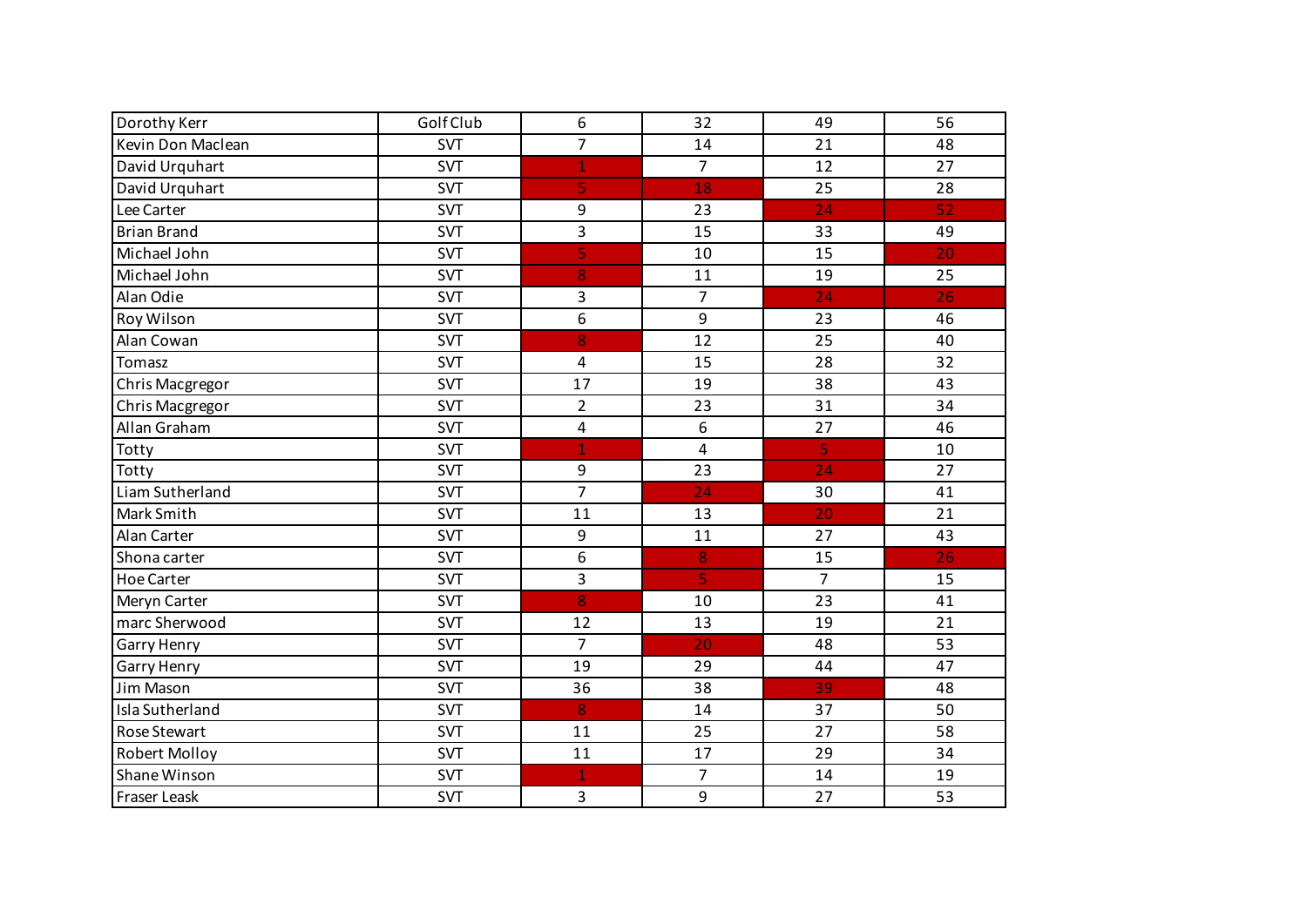| | | | | | |
|---|---|---|---|---|---|
| Dorothy Kerr | Golf Club | 6 | 32 | 49 | 56 |
| Kevin Don Maclean | SVT | 7 | 14 | 21 | 48 |
| David Urquhart | SVT | 1 | 7 | 12 | 27 |
| David Urquhart | SVT | 5 | 18 | 25 | 28 |
| Lee Carter | SVT | 9 | 23 | 24 | 52 |
| Brian Brand | SVT | 3 | 15 | 33 | 49 |
| Michael John | SVT | 5 | 10 | 15 | 20 |
| Michael John | SVT | 8 | 11 | 19 | 25 |
| Alan Odie | SVT | 3 | 7 | 24 | 26 |
| Roy Wilson | SVT | 6 | 9 | 23 | 46 |
| Alan Cowan | SVT | 8 | 12 | 25 | 40 |
| Tomasz | SVT | 4 | 15 | 28 | 32 |
| Chris Macgregor | SVT | 17 | 19 | 38 | 43 |
| Chris Macgregor | SVT | 2 | 23 | 31 | 34 |
| Allan Graham | SVT | 4 | 6 | 27 | 46 |
| Totty | SVT | 1 | 4 | 5 | 10 |
| Totty | SVT | 9 | 23 | 24 | 27 |
| Liam Sutherland | SVT | 7 | 24 | 30 | 41 |
| Mark Smith | SVT | 11 | 13 | 20 | 21 |
| Alan Carter | SVT | 9 | 11 | 27 | 43 |
| Shona carter | SVT | 6 | 8 | 15 | 26 |
| Hoe Carter | SVT | 3 | 5 | 7 | 15 |
| Meryn Carter | SVT | 8 | 10 | 23 | 41 |
| marc Sherwood | SVT | 12 | 13 | 19 | 21 |
| Garry Henry | SVT | 7 | 20 | 48 | 53 |
| Garry Henry | SVT | 19 | 29 | 44 | 47 |
| Jim Mason | SVT | 36 | 38 | 39 | 48 |
| Isla Sutherland | SVT | 8 | 14 | 37 | 50 |
| Rose Stewart | SVT | 11 | 25 | 27 | 58 |
| Robert Molloy | SVT | 11 | 17 | 29 | 34 |
| Shane Winson | SVT | 1 | 7 | 14 | 19 |
| Fraser Leask | SVT | 3 | 9 | 27 | 53 |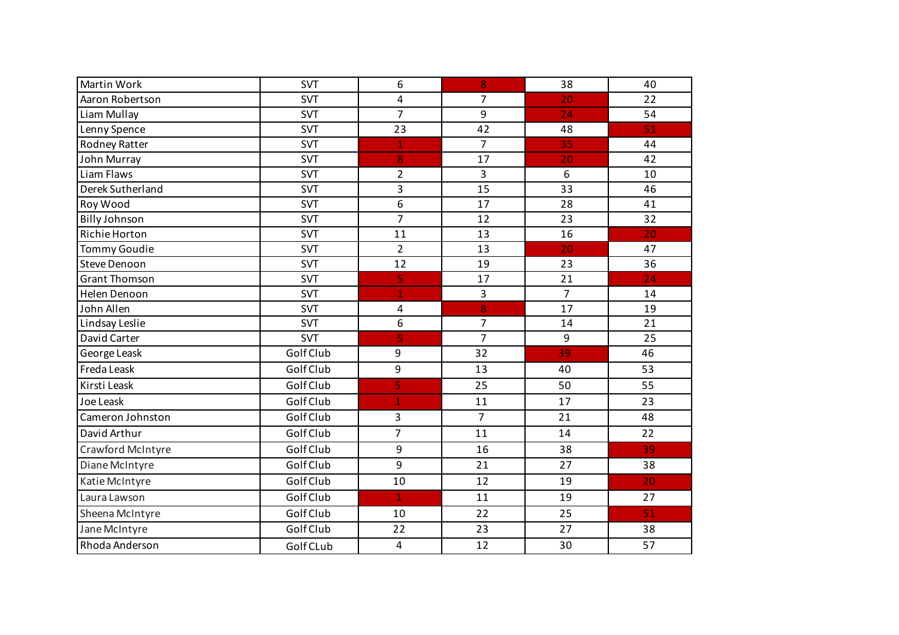| Martin Work | SVT | 6 | 8 | 38 | 40 |
|---|---|---|---|---|---|
| Aaron Robertson | SVT | 4 | 7 | 20 | 22 |
| Liam Mullay | SVT | 7 | 9 | 24 | 54 |
| Lenny Spence | SVT | 23 | 42 | 48 | 51 |
| Rodney Ratter | SVT | 1 | 7 | 35 | 44 |
| John Murray | SVT | 8 | 17 | 20 | 42 |
| Liam Flaws | SVT | 2 | 3 | 6 | 10 |
| Derek Sutherland | SVT | 3 | 15 | 33 | 46 |
| Roy Wood | SVT | 6 | 17 | 28 | 41 |
| Billy Johnson | SVT | 7 | 12 | 23 | 32 |
| Richie Horton | SVT | 11 | 13 | 16 | 20 |
| Tommy Goudie | SVT | 2 | 13 | 20 | 47 |
| Steve Denoon | SVT | 12 | 19 | 23 | 36 |
| Grant Thomson | SVT | 5 | 17 | 21 | 24 |
| Helen Denoon | SVT | 1 | 3 | 7 | 14 |
| John Allen | SVT | 4 | 8 | 17 | 19 |
| Lindsay Leslie | SVT | 6 | 7 | 14 | 21 |
| David Carter | SVT | 5 | 7 | 9 | 25 |
| George Leask | Golf Club | 9 | 32 | 39 | 46 |
| Freda Leask | Golf Club | 9 | 13 | 40 | 53 |
| Kirsti Leask | Golf Club | 5 | 25 | 50 | 55 |
| Joe Leask | Golf Club | 1 | 11 | 17 | 23 |
| Cameron Johnston | Golf Club | 3 | 7 | 21 | 48 |
| David Arthur | Golf Club | 7 | 11 | 14 | 22 |
| Crawford McIntyre | Golf Club | 9 | 16 | 38 | 39 |
| Diane McIntyre | Golf Club | 9 | 21 | 27 | 38 |
| Katie McIntyre | Golf Club | 10 | 12 | 19 | 20 |
| Laura Lawson | Golf Club | 1 | 11 | 19 | 27 |
| Sheena McIntyre | Golf Club | 10 | 22 | 25 | 51 |
| Jane McIntyre | Golf Club | 22 | 23 | 27 | 38 |
| Rhoda Anderson | Golf CLub | 4 | 12 | 30 | 57 |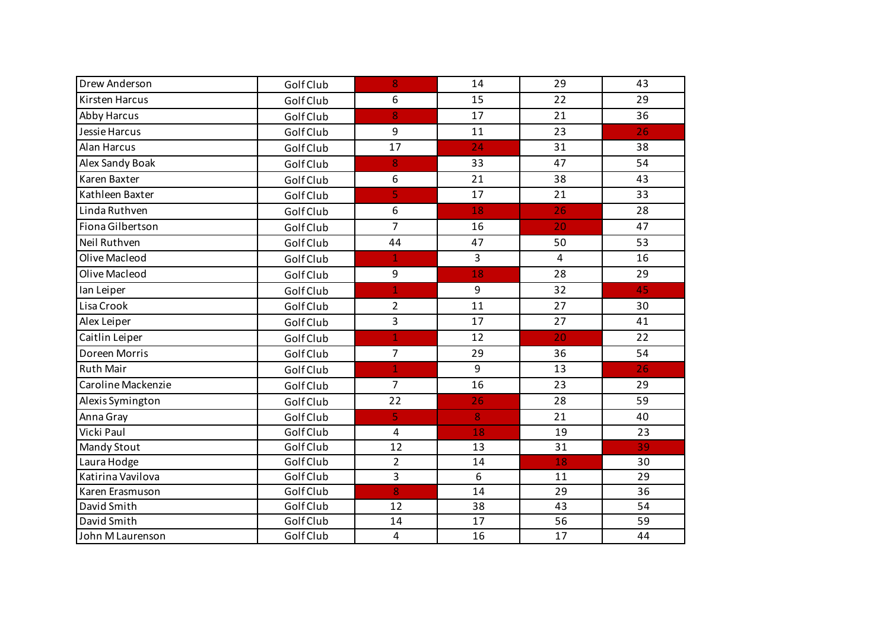| | | | | | |
|---|---|---|---|---|---|
| Drew Anderson | Golf Club | 8 | 14 | 29 | 43 |
| Kirsten Harcus | Golf Club | 6 | 15 | 22 | 29 |
| Abby Harcus | Golf Club | 8 | 17 | 21 | 36 |
| Jessie Harcus | Golf Club | 9 | 11 | 23 | 26 |
| Alan Harcus | Golf Club | 17 | 24 | 31 | 38 |
| Alex Sandy Boak | Golf Club | 8 | 33 | 47 | 54 |
| Karen Baxter | Golf Club | 6 | 21 | 38 | 43 |
| Kathleen Baxter | Golf Club | 5 | 17 | 21 | 33 |
| Linda Ruthven | Golf Club | 6 | 18 | 26 | 28 |
| Fiona Gilbertson | Golf Club | 7 | 16 | 20 | 47 |
| Neil Ruthven | Golf Club | 44 | 47 | 50 | 53 |
| Olive Macleod | Golf Club | 1 | 3 | 4 | 16 |
| Olive Macleod | Golf Club | 9 | 18 | 28 | 29 |
| Ian Leiper | Golf Club | 1 | 9 | 32 | 45 |
| Lisa Crook | Golf Club | 2 | 11 | 27 | 30 |
| Alex Leiper | Golf Club | 3 | 17 | 27 | 41 |
| Caitlin Leiper | Golf Club | 1 | 12 | 20 | 22 |
| Doreen Morris | Golf Club | 7 | 29 | 36 | 54 |
| Ruth Mair | Golf Club | 1 | 9 | 13 | 26 |
| Caroline Mackenzie | Golf Club | 7 | 16 | 23 | 29 |
| Alexis Symington | Golf Club | 22 | 26 | 28 | 59 |
| Anna Gray | Golf Club | 5 | 8 | 21 | 40 |
| Vicki Paul | Golf Club | 4 | 18 | 19 | 23 |
| Mandy Stout | Golf Club | 12 | 13 | 31 | 39 |
| Laura Hodge | Golf Club | 2 | 14 | 18 | 30 |
| Katirina Vavilova | Golf Club | 3 | 6 | 11 | 29 |
| Karen Erasmuson | Golf Club | 8 | 14 | 29 | 36 |
| David Smith | Golf Club | 12 | 38 | 43 | 54 |
| David Smith | Golf Club | 14 | 17 | 56 | 59 |
| John M Laurenson | Golf Club | 4 | 16 | 17 | 44 |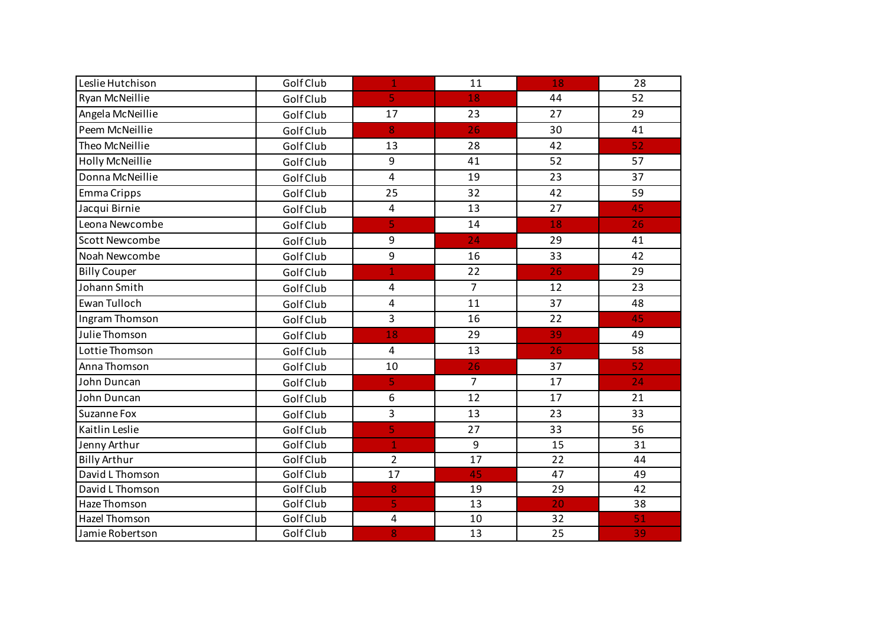| | | | | | |
|---|---|---|---|---|---|
| Leslie Hutchison | Golf Club | 1 | 11 | 18 | 28 |
| Ryan McNeillie | Golf Club | 5 | 18 | 44 | 52 |
| Angela McNeillie | Golf Club | 17 | 23 | 27 | 29 |
| Peem McNeillie | Golf Club | 8 | 26 | 30 | 41 |
| Theo McNeillie | Golf Club | 13 | 28 | 42 | 52 |
| Holly McNeillie | Golf Club | 9 | 41 | 52 | 57 |
| Donna McNeillie | Golf Club | 4 | 19 | 23 | 37 |
| Emma Cripps | Golf Club | 25 | 32 | 42 | 59 |
| Jacqui Birnie | Golf Club | 4 | 13 | 27 | 45 |
| Leona Newcombe | Golf Club | 5 | 14 | 18 | 26 |
| Scott Newcombe | Golf Club | 9 | 24 | 29 | 41 |
| Noah Newcombe | Golf Club | 9 | 16 | 33 | 42 |
| Billy Couper | Golf Club | 1 | 22 | 26 | 29 |
| Johann Smith | Golf Club | 4 | 7 | 12 | 23 |
| Ewan Tulloch | Golf Club | 4 | 11 | 37 | 48 |
| Ingram Thomson | Golf Club | 3 | 16 | 22 | 45 |
| Julie Thomson | Golf Club | 18 | 29 | 39 | 49 |
| Lottie Thomson | Golf Club | 4 | 13 | 26 | 58 |
| Anna Thomson | Golf Club | 10 | 26 | 37 | 52 |
| John Duncan | Golf Club | 5 | 7 | 17 | 24 |
| John Duncan | Golf Club | 6 | 12 | 17 | 21 |
| Suzanne Fox | Golf Club | 3 | 13 | 23 | 33 |
| Kaitlin Leslie | Golf Club | 5 | 27 | 33 | 56 |
| Jenny Arthur | Golf Club | 1 | 9 | 15 | 31 |
| Billy Arthur | Golf Club | 2 | 17 | 22 | 44 |
| David L Thomson | Golf Club | 17 | 45 | 47 | 49 |
| David L Thomson | Golf Club | 8 | 19 | 29 | 42 |
| Haze Thomson | Golf Club | 5 | 13 | 20 | 38 |
| Hazel Thomson | Golf Club | 4 | 10 | 32 | 51 |
| Jamie Robertson | Golf Club | 8 | 13 | 25 | 39 |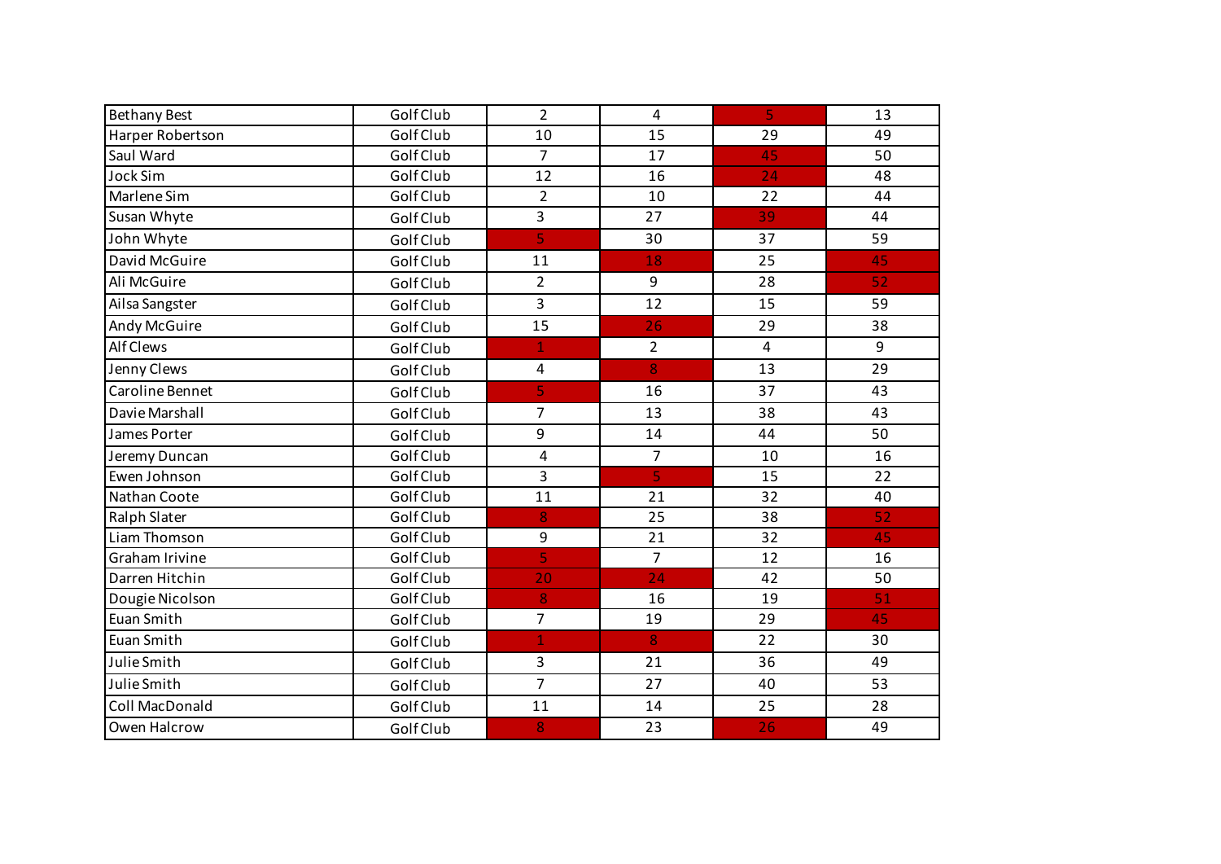| | | | | | |
|---|---|---|---|---|---|
| Bethany Best | Golf Club | 2 | 4 | 5 | 13 |
| Harper Robertson | Golf Club | 10 | 15 | 29 | 49 |
| Saul Ward | Golf Club | 7 | 17 | 45 | 50 |
| Jock Sim | Golf Club | 12 | 16 | 24 | 48 |
| Marlene Sim | Golf Club | 2 | 10 | 22 | 44 |
| Susan Whyte | Golf Club | 3 | 27 | 39 | 44 |
| John Whyte | Golf Club | 5 | 30 | 37 | 59 |
| David McGuire | Golf Club | 11 | 18 | 25 | 45 |
| Ali McGuire | Golf Club | 2 | 9 | 28 | 52 |
| Ailsa Sangster | Golf Club | 3 | 12 | 15 | 59 |
| Andy McGuire | Golf Club | 15 | 26 | 29 | 38 |
| Alf Clews | Golf Club | 1 | 2 | 4 | 9 |
| Jenny Clews | Golf Club | 4 | 8 | 13 | 29 |
| Caroline Bennet | Golf Club | 5 | 16 | 37 | 43 |
| Davie Marshall | Golf Club | 7 | 13 | 38 | 43 |
| James Porter | Golf Club | 9 | 14 | 44 | 50 |
| Jeremy Duncan | Golf Club | 4 | 7 | 10 | 16 |
| Ewen Johnson | Golf Club | 3 | 5 | 15 | 22 |
| Nathan Coote | Golf Club | 11 | 21 | 32 | 40 |
| Ralph Slater | Golf Club | 8 | 25 | 38 | 52 |
| Liam Thomson | Golf Club | 9 | 21 | 32 | 45 |
| Graham Irivine | Golf Club | 5 | 7 | 12 | 16 |
| Darren Hitchin | Golf Club | 20 | 24 | 42 | 50 |
| Dougie Nicolson | Golf Club | 8 | 16 | 19 | 51 |
| Euan Smith | Golf Club | 7 | 19 | 29 | 45 |
| Euan Smith | Golf Club | 1 | 8 | 22 | 30 |
| Julie Smith | Golf Club | 3 | 21 | 36 | 49 |
| Julie Smith | Golf Club | 7 | 27 | 40 | 53 |
| Coll MacDonald | Golf Club | 11 | 14 | 25 | 28 |
| Owen Halcrow | Golf Club | 8 | 23 | 26 | 49 |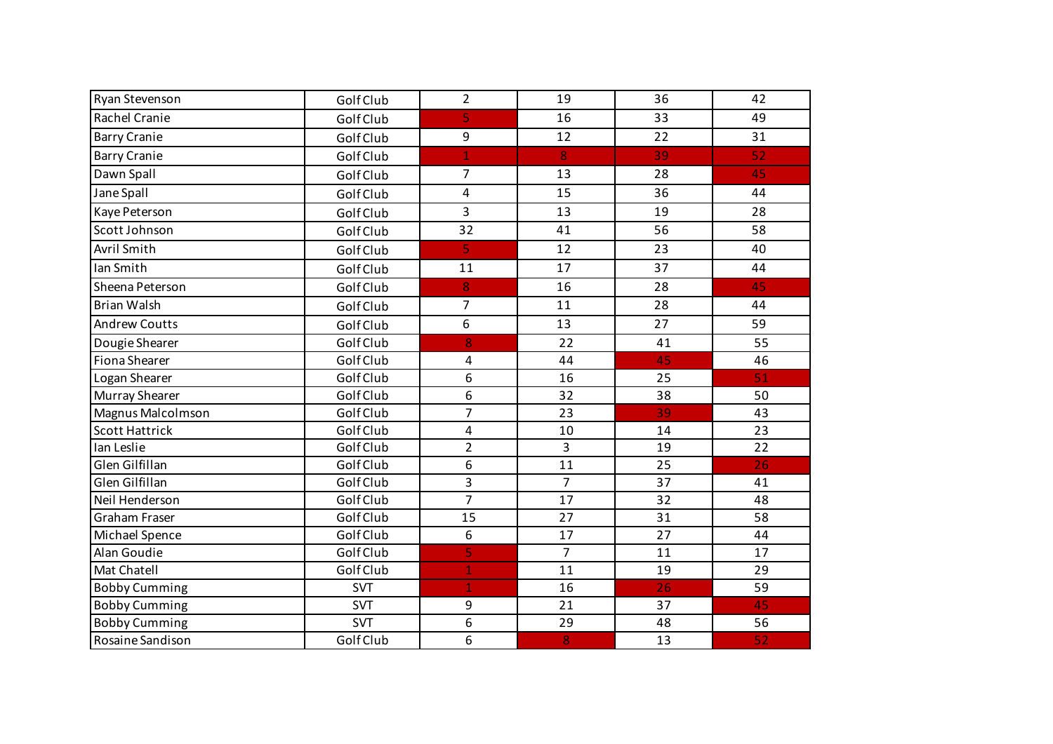| | | | | | |
|---|---|---|---|---|---|
| Ryan Stevenson | Golf Club | 2 | 19 | 36 | 42 |
| Rachel Cranie | Golf Club | 5 | 16 | 33 | 49 |
| Barry Cranie | Golf Club | 9 | 12 | 22 | 31 |
| Barry Cranie | Golf Club | 1 | 8 | 39 | 52 |
| Dawn Spall | Golf Club | 7 | 13 | 28 | 45 |
| Jane Spall | Golf Club | 4 | 15 | 36 | 44 |
| Kaye Peterson | Golf Club | 3 | 13 | 19 | 28 |
| Scott Johnson | Golf Club | 32 | 41 | 56 | 58 |
| Avril Smith | Golf Club | 5 | 12 | 23 | 40 |
| Ian Smith | Golf Club | 11 | 17 | 37 | 44 |
| Sheena Peterson | Golf Club | 8 | 16 | 28 | 45 |
| Brian Walsh | Golf Club | 7 | 11 | 28 | 44 |
| Andrew Coutts | Golf Club | 6 | 13 | 27 | 59 |
| Dougie Shearer | Golf Club | 8 | 22 | 41 | 55 |
| Fiona Shearer | Golf Club | 4 | 44 | 45 | 46 |
| Logan Shearer | Golf Club | 6 | 16 | 25 | 51 |
| Murray Shearer | Golf Club | 6 | 32 | 38 | 50 |
| Magnus Malcolmson | Golf Club | 7 | 23 | 39 | 43 |
| Scott Hattrick | Golf Club | 4 | 10 | 14 | 23 |
| Ian Leslie | Golf Club | 2 | 3 | 19 | 22 |
| Glen Gilfillan | Golf Club | 6 | 11 | 25 | 26 |
| Glen Gilfillan | Golf Club | 3 | 7 | 37 | 41 |
| Neil Henderson | Golf Club | 7 | 17 | 32 | 48 |
| Graham Fraser | Golf Club | 15 | 27 | 31 | 58 |
| Michael Spence | Golf Club | 6 | 17 | 27 | 44 |
| Alan Goudie | Golf Club | 5 | 7 | 11 | 17 |
| Mat Chatell | Golf Club | 1 | 11 | 19 | 29 |
| Bobby Cumming | SVT | 1 | 16 | 26 | 59 |
| Bobby Cumming | SVT | 9 | 21 | 37 | 45 |
| Bobby Cumming | SVT | 6 | 29 | 48 | 56 |
| Rosaine Sandison | Golf Club | 6 | 8 | 13 | 52 |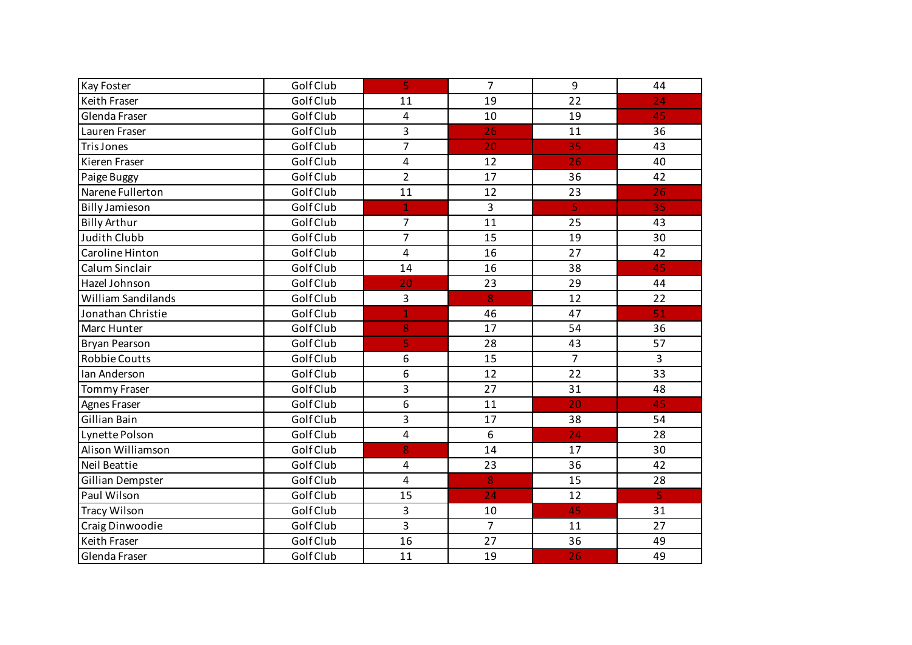| | | | | | |
|---|---|---|---|---|---|
| Kay Foster | Golf Club | 5 | 7 | 9 | 44 |
| Keith Fraser | Golf Club | 11 | 19 | 22 | 24 |
| Glenda Fraser | Golf Club | 4 | 10 | 19 | 45 |
| Lauren Fraser | Golf Club | 3 | 26 | 11 | 36 |
| Tris Jones | Golf Club | 7 | 20 | 35 | 43 |
| Kieren Fraser | Golf Club | 4 | 12 | 26 | 40 |
| Paige Buggy | Golf Club | 2 | 17 | 36 | 42 |
| Narene Fullerton | Golf Club | 11 | 12 | 23 | 26 |
| Billy Jamieson | Golf Club | 1 | 3 | 5 | 35 |
| Billy Arthur | Golf Club | 7 | 11 | 25 | 43 |
| Judith Clubb | Golf Club | 7 | 15 | 19 | 30 |
| Caroline Hinton | Golf Club | 4 | 16 | 27 | 42 |
| Calum Sinclair | Golf Club | 14 | 16 | 38 | 45 |
| Hazel Johnson | Golf Club | 20 | 23 | 29 | 44 |
| William Sandilands | Golf Club | 3 | 8 | 12 | 22 |
| Jonathan Christie | Golf Club | 1 | 46 | 47 | 51 |
| Marc Hunter | Golf Club | 8 | 17 | 54 | 36 |
| Bryan Pearson | Golf Club | 5 | 28 | 43 | 57 |
| Robbie Coutts | Golf Club | 6 | 15 | 7 | 3 |
| Ian Anderson | Golf Club | 6 | 12 | 22 | 33 |
| Tommy Fraser | Golf Club | 3 | 27 | 31 | 48 |
| Agnes Fraser | Golf Club | 6 | 11 | 20 | 45 |
| Gillian Bain | Golf Club | 3 | 17 | 38 | 54 |
| Lynette Polson | Golf Club | 4 | 6 | 24 | 28 |
| Alison Williamson | Golf Club | 8 | 14 | 17 | 30 |
| Neil Beattie | Golf Club | 4 | 23 | 36 | 42 |
| Gillian Dempster | Golf Club | 4 | 8 | 15 | 28 |
| Paul Wilson | Golf Club | 15 | 24 | 12 | 5 |
| Tracy Wilson | Golf Club | 3 | 10 | 45 | 31 |
| Craig Dinwoodie | Golf Club | 3 | 7 | 11 | 27 |
| Keith Fraser | Golf Club | 16 | 27 | 36 | 49 |
| Glenda Fraser | Golf Club | 11 | 19 | 26 | 49 |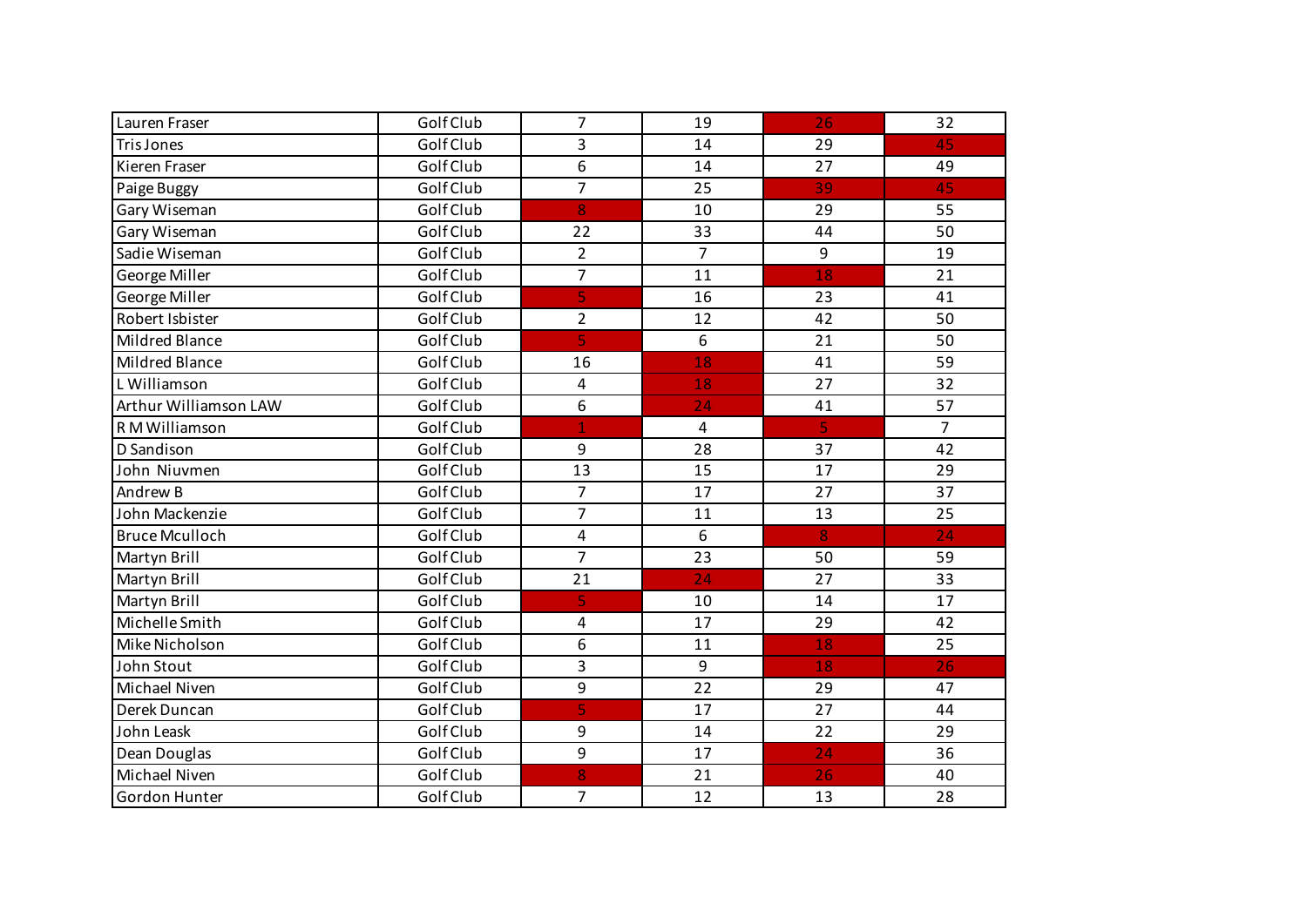| | | | | | |
|---|---|---|---|---|---|
| Lauren Fraser | Golf Club | 7 | 19 | 26 | 32 |
| Tris Jones | Golf Club | 3 | 14 | 29 | 45 |
| Kieren Fraser | Golf Club | 6 | 14 | 27 | 49 |
| Paige Buggy | Golf Club | 7 | 25 | 39 | 45 |
| Gary Wiseman | Golf Club | 8 | 10 | 29 | 55 |
| Gary Wiseman | Golf Club | 22 | 33 | 44 | 50 |
| Sadie Wiseman | Golf Club | 2 | 7 | 9 | 19 |
| George Miller | Golf Club | 7 | 11 | 18 | 21 |
| George Miller | Golf Club | 5 | 16 | 23 | 41 |
| Robert Isbister | Golf Club | 2 | 12 | 42 | 50 |
| Mildred Blance | Golf Club | 5 | 6 | 21 | 50 |
| Mildred Blance | Golf Club | 16 | 18 | 41 | 59 |
| L Williamson | Golf Club | 4 | 18 | 27 | 32 |
| Arthur Williamson LAW | Golf Club | 6 | 24 | 41 | 57 |
| R M Williamson | Golf Club | 1 | 4 | 5 | 7 |
| D Sandison | Golf Club | 9 | 28 | 37 | 42 |
| John Niuvmen | Golf Club | 13 | 15 | 17 | 29 |
| Andrew B | Golf Club | 7 | 17 | 27 | 37 |
| John Mackenzie | Golf Club | 7 | 11 | 13 | 25 |
| Bruce Mculloch | Golf Club | 4 | 6 | 8 | 24 |
| Martyn Brill | Golf Club | 7 | 23 | 50 | 59 |
| Martyn Brill | Golf Club | 21 | 24 | 27 | 33 |
| Martyn Brill | Golf Club | 5 | 10 | 14 | 17 |
| Michelle Smith | Golf Club | 4 | 17 | 29 | 42 |
| Mike Nicholson | Golf Club | 6 | 11 | 18 | 25 |
| John Stout | Golf Club | 3 | 9 | 18 | 26 |
| Michael Niven | Golf Club | 9 | 22 | 29 | 47 |
| Derek Duncan | Golf Club | 5 | 17 | 27 | 44 |
| John Leask | Golf Club | 9 | 14 | 22 | 29 |
| Dean Douglas | Golf Club | 9 | 17 | 24 | 36 |
| Michael Niven | Golf Club | 8 | 21 | 26 | 40 |
| Gordon Hunter | Golf Club | 7 | 12 | 13 | 28 |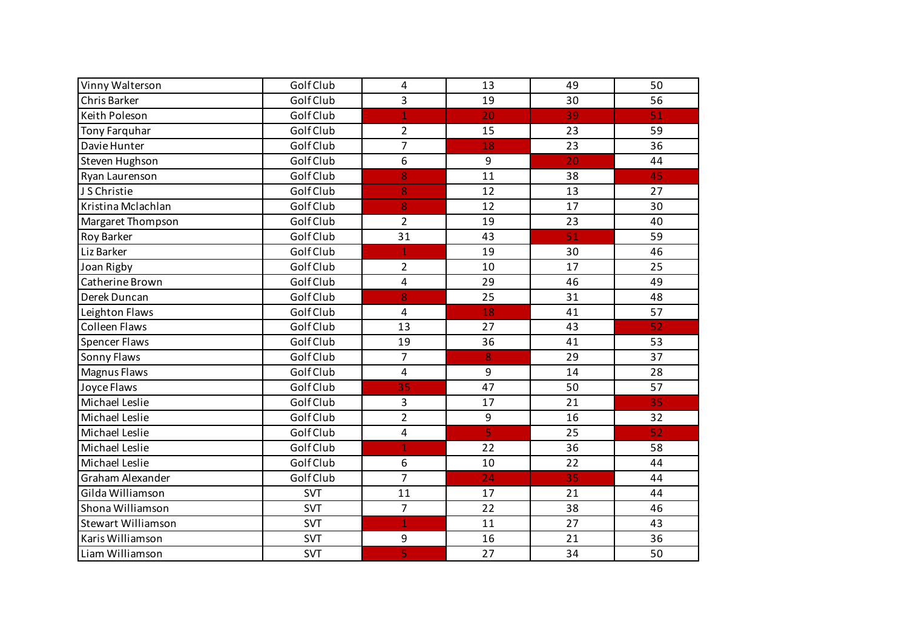| | | | | | |
|---|---|---|---|---|---|
| Vinny Walterson | Golf Club | 4 | 13 | 49 | 50 |
| Chris Barker | Golf Club | 3 | 19 | 30 | 56 |
| Keith Poleson | Golf Club | 1 | 20 | 39 | 51 |
| Tony Farquhar | Golf Club | 2 | 15 | 23 | 59 |
| Davie Hunter | Golf Club | 7 | 18 | 23 | 36 |
| Steven Hughson | Golf Club | 6 | 9 | 20 | 44 |
| Ryan Laurenson | Golf Club | 8 | 11 | 38 | 45 |
| J S Christie | Golf Club | 8 | 12 | 13 | 27 |
| Kristina Mclachlan | Golf Club | 8 | 12 | 17 | 30 |
| Margaret Thompson | Golf Club | 2 | 19 | 23 | 40 |
| Roy Barker | Golf Club | 31 | 43 | 51 | 59 |
| Liz Barker | Golf Club | 1 | 19 | 30 | 46 |
| Joan Rigby | Golf Club | 2 | 10 | 17 | 25 |
| Catherine Brown | Golf Club | 4 | 29 | 46 | 49 |
| Derek Duncan | Golf Club | 8 | 25 | 31 | 48 |
| Leighton Flaws | Golf Club | 4 | 18 | 41 | 57 |
| Colleen Flaws | Golf Club | 13 | 27 | 43 | 52 |
| Spencer Flaws | Golf Club | 19 | 36 | 41 | 53 |
| Sonny Flaws | Golf Club | 7 | 8 | 29 | 37 |
| Magnus Flaws | Golf Club | 4 | 9 | 14 | 28 |
| Joyce Flaws | Golf Club | 35 | 47 | 50 | 57 |
| Michael Leslie | Golf Club | 3 | 17 | 21 | 35 |
| Michael Leslie | Golf Club | 2 | 9 | 16 | 32 |
| Michael Leslie | Golf Club | 4 | 5 | 25 | 52 |
| Michael Leslie | Golf Club | 1 | 22 | 36 | 58 |
| Michael Leslie | Golf Club | 6 | 10 | 22 | 44 |
| Graham Alexander | Golf Club | 7 | 24 | 35 | 44 |
| Gilda Williamson | SVT | 11 | 17 | 21 | 44 |
| Shona Williamson | SVT | 7 | 22 | 38 | 46 |
| Stewart Williamson | SVT | 1 | 11 | 27 | 43 |
| Karis Williamson | SVT | 9 | 16 | 21 | 36 |
| Liam Williamson | SVT | 5 | 27 | 34 | 50 |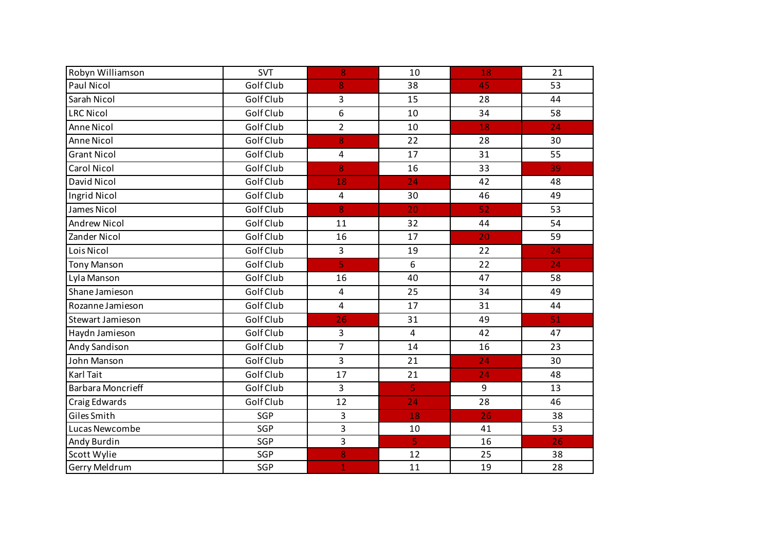| | | | | | |
|---|---|---|---|---|---|
| Robyn Williamson | SVT | 8 | 10 | 18 | 21 |
| Paul Nicol | Golf Club | 8 | 38 | 45 | 53 |
| Sarah Nicol | Golf Club | 3 | 15 | 28 | 44 |
| LRC Nicol | Golf Club | 6 | 10 | 34 | 58 |
| Anne Nicol | Golf Club | 2 | 10 | 18 | 24 |
| Anne Nicol | Golf Club | 8 | 22 | 28 | 30 |
| Grant Nicol | Golf Club | 4 | 17 | 31 | 55 |
| Carol Nicol | Golf Club | 8 | 16 | 33 | 39 |
| David Nicol | Golf Club | 18 | 24 | 42 | 48 |
| Ingrid Nicol | Golf Club | 4 | 30 | 46 | 49 |
| James Nicol | Golf Club | 8 | 20 | 52 | 53 |
| Andrew Nicol | Golf Club | 11 | 32 | 44 | 54 |
| Zander Nicol | Golf Club | 16 | 17 | 20 | 59 |
| Lois Nicol | Golf Club | 3 | 19 | 22 | 24 |
| Tony Manson | Golf Club | 5 | 6 | 22 | 24 |
| Lyla Manson | Golf Club | 16 | 40 | 47 | 58 |
| Shane Jamieson | Golf Club | 4 | 25 | 34 | 49 |
| Rozanne Jamieson | Golf Club | 4 | 17 | 31 | 44 |
| Stewart Jamieson | Golf Club | 26 | 31 | 49 | 51 |
| Haydn Jamieson | Golf Club | 3 | 4 | 42 | 47 |
| Andy Sandison | Golf Club | 7 | 14 | 16 | 23 |
| John Manson | Golf Club | 3 | 21 | 24 | 30 |
| Karl Tait | Golf Club | 17 | 21 | 24 | 48 |
| Barbara Moncrieff | Golf Club | 3 | 5 | 9 | 13 |
| Craig Edwards | Golf Club | 12 | 24 | 28 | 46 |
| Giles Smith | SGP | 3 | 18 | 26 | 38 |
| Lucas Newcombe | SGP | 3 | 10 | 41 | 53 |
| Andy Burdin | SGP | 3 | 5 | 16 | 26 |
| Scott Wylie | SGP | 8 | 12 | 25 | 38 |
| Gerry Meldrum | SGP | 1 | 11 | 19 | 28 |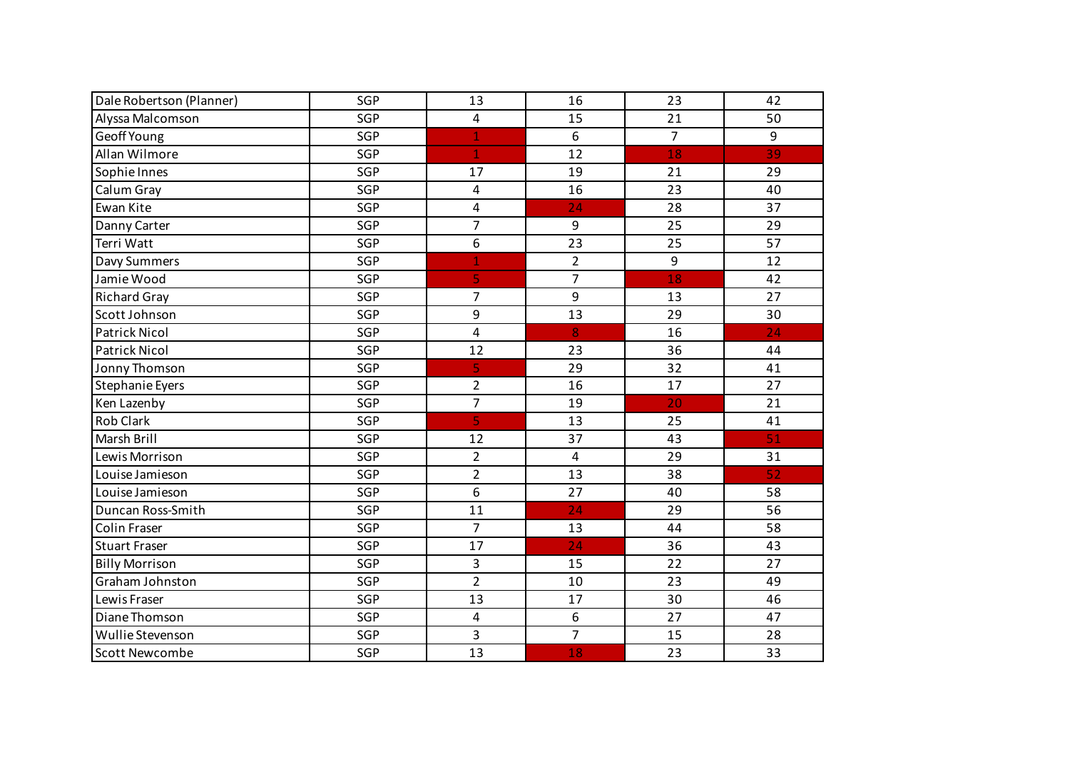| | | | | | |
|---|---|---|---|---|---|
| Dale Robertson (Planner) | SGP | 13 | 16 | 23 | 42 |
| Alyssa Malcomson | SGP | 4 | 15 | 21 | 50 |
| Geoff Young | SGP | 1 | 6 | 7 | 9 |
| Allan Wilmore | SGP | 1 | 12 | 18 | 39 |
| Sophie Innes | SGP | 17 | 19 | 21 | 29 |
| Calum Gray | SGP | 4 | 16 | 23 | 40 |
| Ewan Kite | SGP | 4 | 24 | 28 | 37 |
| Danny Carter | SGP | 7 | 9 | 25 | 29 |
| Terri Watt | SGP | 6 | 23 | 25 | 57 |
| Davy Summers | SGP | 1 | 2 | 9 | 12 |
| Jamie Wood | SGP | 5 | 7 | 18 | 42 |
| Richard Gray | SGP | 7 | 9 | 13 | 27 |
| Scott Johnson | SGP | 9 | 13 | 29 | 30 |
| Patrick Nicol | SGP | 4 | 8 | 16 | 24 |
| Patrick Nicol | SGP | 12 | 23 | 36 | 44 |
| Jonny Thomson | SGP | 5 | 29 | 32 | 41 |
| Stephanie Eyers | SGP | 2 | 16 | 17 | 27 |
| Ken Lazenby | SGP | 7 | 19 | 20 | 21 |
| Rob Clark | SGP | 5 | 13 | 25 | 41 |
| Marsh Brill | SGP | 12 | 37 | 43 | 51 |
| Lewis Morrison | SGP | 2 | 4 | 29 | 31 |
| Louise Jamieson | SGP | 2 | 13 | 38 | 52 |
| Louise Jamieson | SGP | 6 | 27 | 40 | 58 |
| Duncan Ross-Smith | SGP | 11 | 24 | 29 | 56 |
| Colin Fraser | SGP | 7 | 13 | 44 | 58 |
| Stuart Fraser | SGP | 17 | 24 | 36 | 43 |
| Billy Morrison | SGP | 3 | 15 | 22 | 27 |
| Graham Johnston | SGP | 2 | 10 | 23 | 49 |
| Lewis Fraser | SGP | 13 | 17 | 30 | 46 |
| Diane Thomson | SGP | 4 | 6 | 27 | 47 |
| Wullie Stevenson | SGP | 3 | 7 | 15 | 28 |
| Scott Newcombe | SGP | 13 | 18 | 23 | 33 |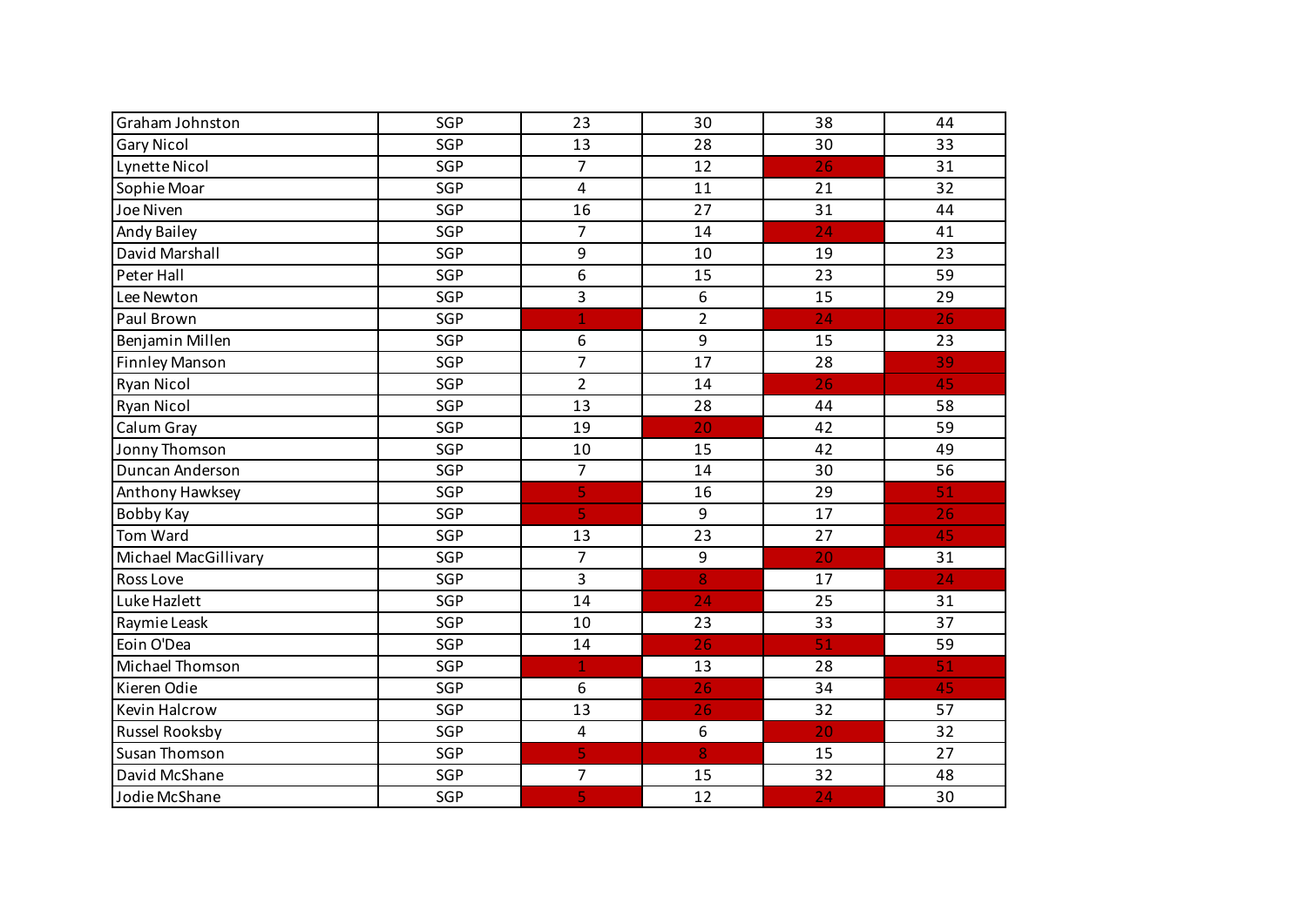| | | | | | |
|---|---|---|---|---|---|
| Graham Johnston | SGP | 23 | 30 | 38 | 44 |
| Gary Nicol | SGP | 13 | 28 | 30 | 33 |
| Lynette Nicol | SGP | 7 | 12 | 26 | 31 |
| Sophie Moar | SGP | 4 | 11 | 21 | 32 |
| Joe Niven | SGP | 16 | 27 | 31 | 44 |
| Andy Bailey | SGP | 7 | 14 | 24 | 41 |
| David Marshall | SGP | 9 | 10 | 19 | 23 |
| Peter Hall | SGP | 6 | 15 | 23 | 59 |
| Lee Newton | SGP | 3 | 6 | 15 | 29 |
| Paul Brown | SGP | 1 | 2 | 24 | 26 |
| Benjamin Millen | SGP | 6 | 9 | 15 | 23 |
| Finnley Manson | SGP | 7 | 17 | 28 | 39 |
| Ryan Nicol | SGP | 2 | 14 | 26 | 45 |
| Ryan Nicol | SGP | 13 | 28 | 44 | 58 |
| Calum Gray | SGP | 19 | 20 | 42 | 59 |
| Jonny Thomson | SGP | 10 | 15 | 42 | 49 |
| Duncan Anderson | SGP | 7 | 14 | 30 | 56 |
| Anthony Hawksey | SGP | 5 | 16 | 29 | 51 |
| Bobby Kay | SGP | 5 | 9 | 17 | 26 |
| Tom Ward | SGP | 13 | 23 | 27 | 45 |
| Michael MacGillivary | SGP | 7 | 9 | 20 | 31 |
| Ross Love | SGP | 3 | 8 | 17 | 24 |
| Luke Hazlett | SGP | 14 | 24 | 25 | 31 |
| Raymie Leask | SGP | 10 | 23 | 33 | 37 |
| Eoin O'Dea | SGP | 14 | 26 | 51 | 59 |
| Michael Thomson | SGP | 1 | 13 | 28 | 51 |
| Kieren Odie | SGP | 6 | 26 | 34 | 45 |
| Kevin Halcrow | SGP | 13 | 26 | 32 | 57 |
| Russel Rooksby | SGP | 4 | 6 | 20 | 32 |
| Susan Thomson | SGP | 5 | 8 | 15 | 27 |
| David McShane | SGP | 7 | 15 | 32 | 48 |
| Jodie McShane | SGP | 5 | 12 | 24 | 30 |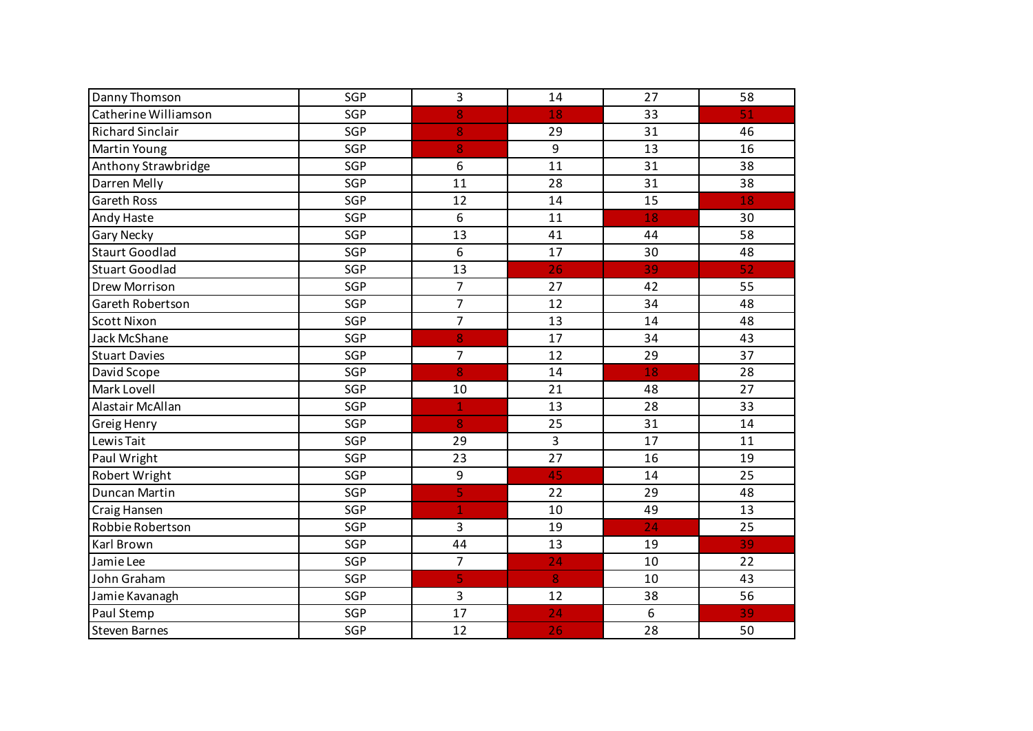| | | | | | |
|---|---|---|---|---|---|
| Danny Thomson | SGP | 3 | 14 | 27 | 58 |
| Catherine Williamson | SGP | 8 | 18 | 33 | 51 |
| Richard Sinclair | SGP | 8 | 29 | 31 | 46 |
| Martin Young | SGP | 8 | 9 | 13 | 16 |
| Anthony Strawbridge | SGP | 6 | 11 | 31 | 38 |
| Darren Melly | SGP | 11 | 28 | 31 | 38 |
| Gareth Ross | SGP | 12 | 14 | 15 | 18 |
| Andy Haste | SGP | 6 | 11 | 18 | 30 |
| Gary Necky | SGP | 13 | 41 | 44 | 58 |
| Staurt Goodlad | SGP | 6 | 17 | 30 | 48 |
| Stuart Goodlad | SGP | 13 | 26 | 39 | 52 |
| Drew Morrison | SGP | 7 | 27 | 42 | 55 |
| Gareth Robertson | SGP | 7 | 12 | 34 | 48 |
| Scott Nixon | SGP | 7 | 13 | 14 | 48 |
| Jack McShane | SGP | 8 | 17 | 34 | 43 |
| Stuart Davies | SGP | 7 | 12 | 29 | 37 |
| David Scope | SGP | 8 | 14 | 18 | 28 |
| Mark Lovell | SGP | 10 | 21 | 48 | 27 |
| Alastair McAllan | SGP | 1 | 13 | 28 | 33 |
| Greig Henry | SGP | 8 | 25 | 31 | 14 |
| Lewis Tait | SGP | 29 | 3 | 17 | 11 |
| Paul Wright | SGP | 23 | 27 | 16 | 19 |
| Robert Wright | SGP | 9 | 45 | 14 | 25 |
| Duncan Martin | SGP | 5 | 22 | 29 | 48 |
| Craig Hansen | SGP | 1 | 10 | 49 | 13 |
| Robbie Robertson | SGP | 3 | 19 | 24 | 25 |
| Karl Brown | SGP | 44 | 13 | 19 | 39 |
| Jamie Lee | SGP | 7 | 24 | 10 | 22 |
| John Graham | SGP | 5 | 8 | 10 | 43 |
| Jamie Kavanagh | SGP | 3 | 12 | 38 | 56 |
| Paul Stemp | SGP | 17 | 24 | 6 | 39 |
| Steven Barnes | SGP | 12 | 26 | 28 | 50 |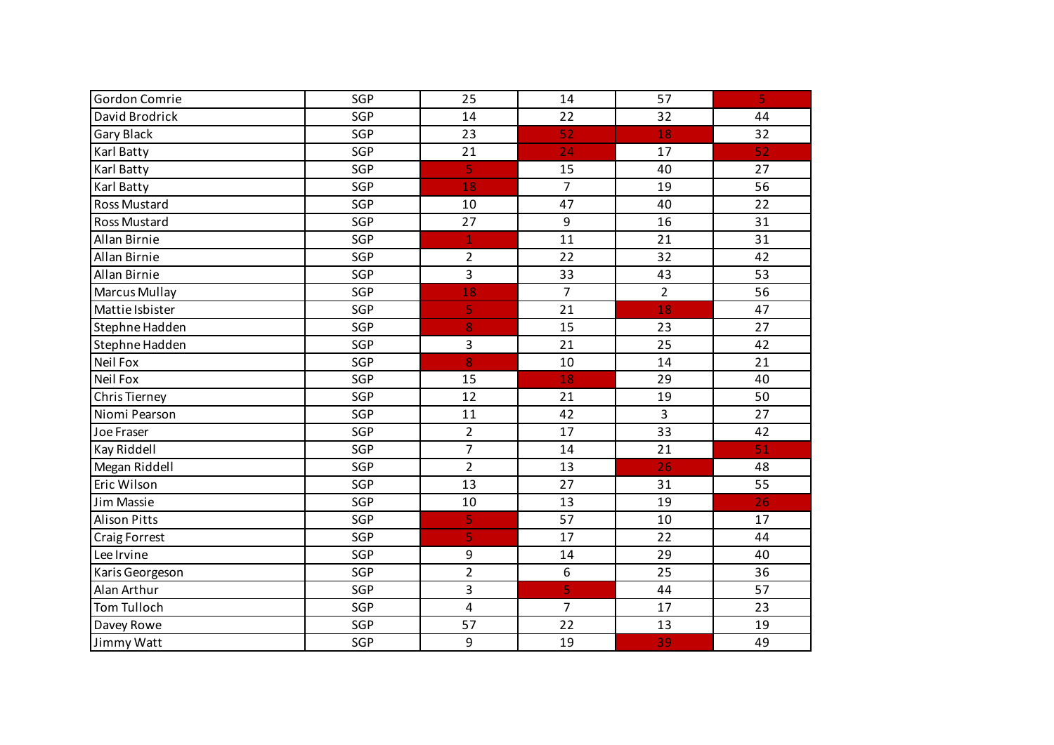| Gordon Comrie | SGP | 25 | 14 | 57 | 5 |
|---|---|---|---|---|---|
| David Brodrick | SGP | 14 | 22 | 32 | 44 |
| Gary Black | SGP | 23 | 52 | 18 | 32 |
| Karl Batty | SGP | 21 | 24 | 17 | 52 |
| Karl Batty | SGP | 5 | 15 | 40 | 27 |
| Karl Batty | SGP | 18 | 7 | 19 | 56 |
| Ross Mustard | SGP | 10 | 47 | 40 | 22 |
| Ross Mustard | SGP | 27 | 9 | 16 | 31 |
| Allan Birnie | SGP | 1 | 11 | 21 | 31 |
| Allan Birnie | SGP | 2 | 22 | 32 | 42 |
| Allan Birnie | SGP | 3 | 33 | 43 | 53 |
| Marcus Mullay | SGP | 18 | 7 | 2 | 56 |
| Mattie Isbister | SGP | 5 | 21 | 18 | 47 |
| Stephne Hadden | SGP | 8 | 15 | 23 | 27 |
| Stephne Hadden | SGP | 3 | 21 | 25 | 42 |
| Neil Fox | SGP | 8 | 10 | 14 | 21 |
| Neil Fox | SGP | 15 | 18 | 29 | 40 |
| Chris Tierney | SGP | 12 | 21 | 19 | 50 |
| Niomi Pearson | SGP | 11 | 42 | 3 | 27 |
| Joe Fraser | SGP | 2 | 17 | 33 | 42 |
| Kay Riddell | SGP | 7 | 14 | 21 | 51 |
| Megan Riddell | SGP | 2 | 13 | 26 | 48 |
| Eric Wilson | SGP | 13 | 27 | 31 | 55 |
| Jim Massie | SGP | 10 | 13 | 19 | 26 |
| Alison Pitts | SGP | 5 | 57 | 10 | 17 |
| Craig Forrest | SGP | 5 | 17 | 22 | 44 |
| Lee Irvine | SGP | 9 | 14 | 29 | 40 |
| Karis Georgeson | SGP | 2 | 6 | 25 | 36 |
| Alan Arthur | SGP | 3 | 5 | 44 | 57 |
| Tom Tulloch | SGP | 4 | 7 | 17 | 23 |
| Davey Rowe | SGP | 57 | 22 | 13 | 19 |
| Jimmy Watt | SGP | 9 | 19 | 39 | 49 |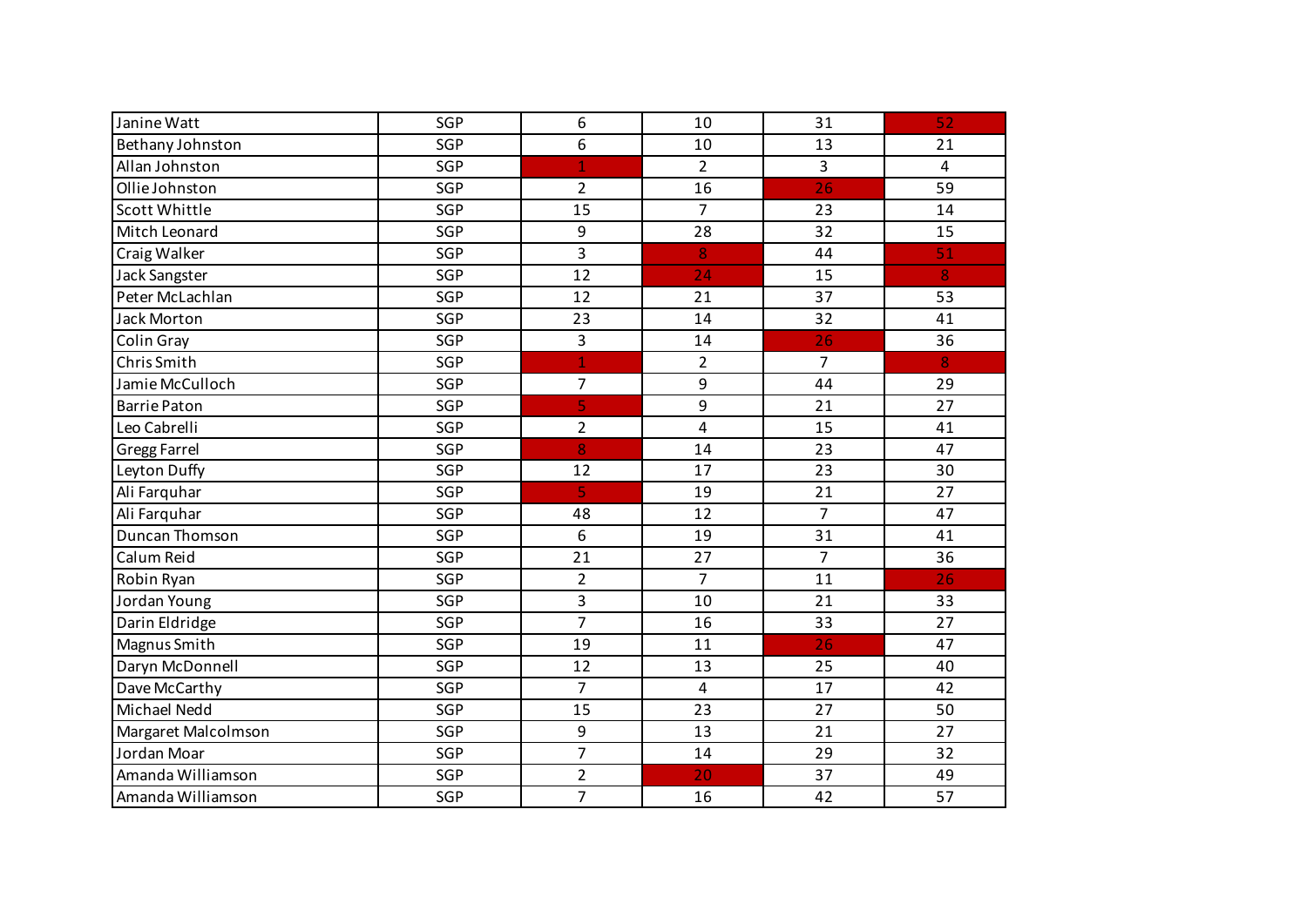| | | | | | |
|---|---|---|---|---|---|
| Janine Watt | SGP | 6 | 10 | 31 | 52 |
| Bethany Johnston | SGP | 6 | 10 | 13 | 21 |
| Allan Johnston | SGP | 1 | 2 | 3 | 4 |
| Ollie Johnston | SGP | 2 | 16 | 26 | 59 |
| Scott Whittle | SGP | 15 | 7 | 23 | 14 |
| Mitch Leonard | SGP | 9 | 28 | 32 | 15 |
| Craig Walker | SGP | 3 | 8 | 44 | 51 |
| Jack Sangster | SGP | 12 | 24 | 15 | 8 |
| Peter McLachlan | SGP | 12 | 21 | 37 | 53 |
| Jack Morton | SGP | 23 | 14 | 32 | 41 |
| Colin Gray | SGP | 3 | 14 | 26 | 36 |
| Chris Smith | SGP | 1 | 2 | 7 | 8 |
| Jamie McCulloch | SGP | 7 | 9 | 44 | 29 |
| Barrie Paton | SGP | 5 | 9 | 21 | 27 |
| Leo Cabrelli | SGP | 2 | 4 | 15 | 41 |
| Gregg Farrel | SGP | 8 | 14 | 23 | 47 |
| Leyton Duffy | SGP | 12 | 17 | 23 | 30 |
| Ali Farquhar | SGP | 5 | 19 | 21 | 27 |
| Ali Farquhar | SGP | 48 | 12 | 7 | 47 |
| Duncan Thomson | SGP | 6 | 19 | 31 | 41 |
| Calum Reid | SGP | 21 | 27 | 7 | 36 |
| Robin Ryan | SGP | 2 | 7 | 11 | 26 |
| Jordan Young | SGP | 3 | 10 | 21 | 33 |
| Darin Eldridge | SGP | 7 | 16 | 33 | 27 |
| Magnus Smith | SGP | 19 | 11 | 26 | 47 |
| Daryn McDonnell | SGP | 12 | 13 | 25 | 40 |
| Dave McCarthy | SGP | 7 | 4 | 17 | 42 |
| Michael Nedd | SGP | 15 | 23 | 27 | 50 |
| Margaret Malcolmson | SGP | 9 | 13 | 21 | 27 |
| Jordan Moar | SGP | 7 | 14 | 29 | 32 |
| Amanda Williamson | SGP | 2 | 20 | 37 | 49 |
| Amanda Williamson | SGP | 7 | 16 | 42 | 57 |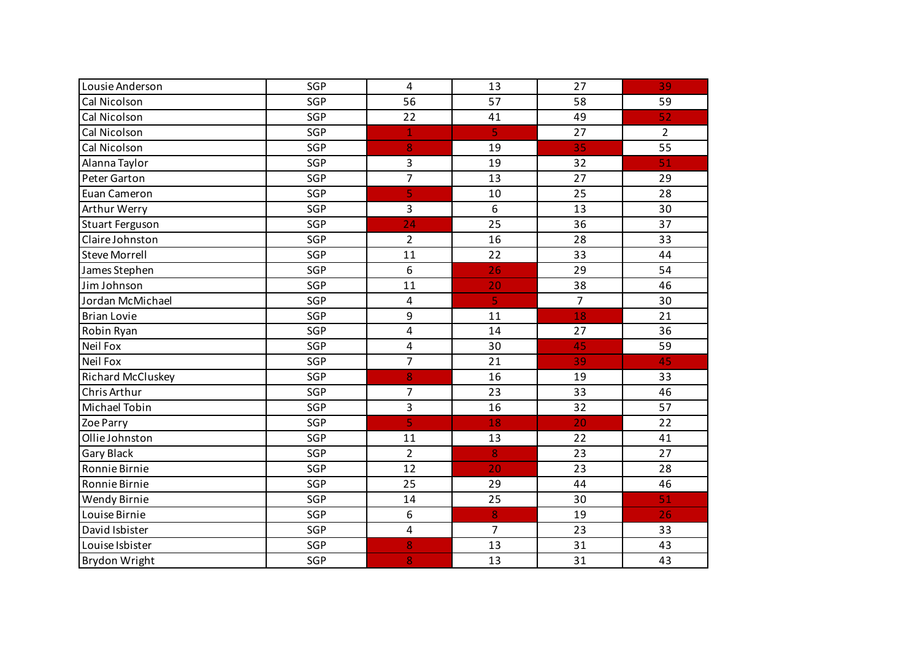| | | | | | |
|---|---|---|---|---|---|
| Lousie Anderson | SGP | 4 | 13 | 27 | 39 |
| Cal Nicolson | SGP | 56 | 57 | 58 | 59 |
| Cal Nicolson | SGP | 22 | 41 | 49 | 52 |
| Cal Nicolson | SGP | 1 | 5 | 27 | 2 |
| Cal Nicolson | SGP | 8 | 19 | 35 | 55 |
| Alanna Taylor | SGP | 3 | 19 | 32 | 51 |
| Peter Garton | SGP | 7 | 13 | 27 | 29 |
| Euan Cameron | SGP | 5 | 10 | 25 | 28 |
| Arthur Werry | SGP | 3 | 6 | 13 | 30 |
| Stuart Ferguson | SGP | 24 | 25 | 36 | 37 |
| Claire Johnston | SGP | 2 | 16 | 28 | 33 |
| Steve Morrell | SGP | 11 | 22 | 33 | 44 |
| James Stephen | SGP | 6 | 26 | 29 | 54 |
| Jim Johnson | SGP | 11 | 20 | 38 | 46 |
| Jordan McMichael | SGP | 4 | 5 | 7 | 30 |
| Brian Lovie | SGP | 9 | 11 | 18 | 21 |
| Robin Ryan | SGP | 4 | 14 | 27 | 36 |
| Neil Fox | SGP | 4 | 30 | 45 | 59 |
| Neil Fox | SGP | 7 | 21 | 39 | 45 |
| Richard McCluskey | SGP | 8 | 16 | 19 | 33 |
| Chris Arthur | SGP | 7 | 23 | 33 | 46 |
| Michael Tobin | SGP | 3 | 16 | 32 | 57 |
| Zoe Parry | SGP | 5 | 18 | 20 | 22 |
| Ollie Johnston | SGP | 11 | 13 | 22 | 41 |
| Gary Black | SGP | 2 | 8 | 23 | 27 |
| Ronnie Birnie | SGP | 12 | 20 | 23 | 28 |
| Ronnie Birnie | SGP | 25 | 29 | 44 | 46 |
| Wendy Birnie | SGP | 14 | 25 | 30 | 51 |
| Louise Birnie | SGP | 6 | 8 | 19 | 26 |
| David Isbister | SGP | 4 | 7 | 23 | 33 |
| Louise Isbister | SGP | 8 | 13 | 31 | 43 |
| Brydon Wright | SGP | 8 | 13 | 31 | 43 |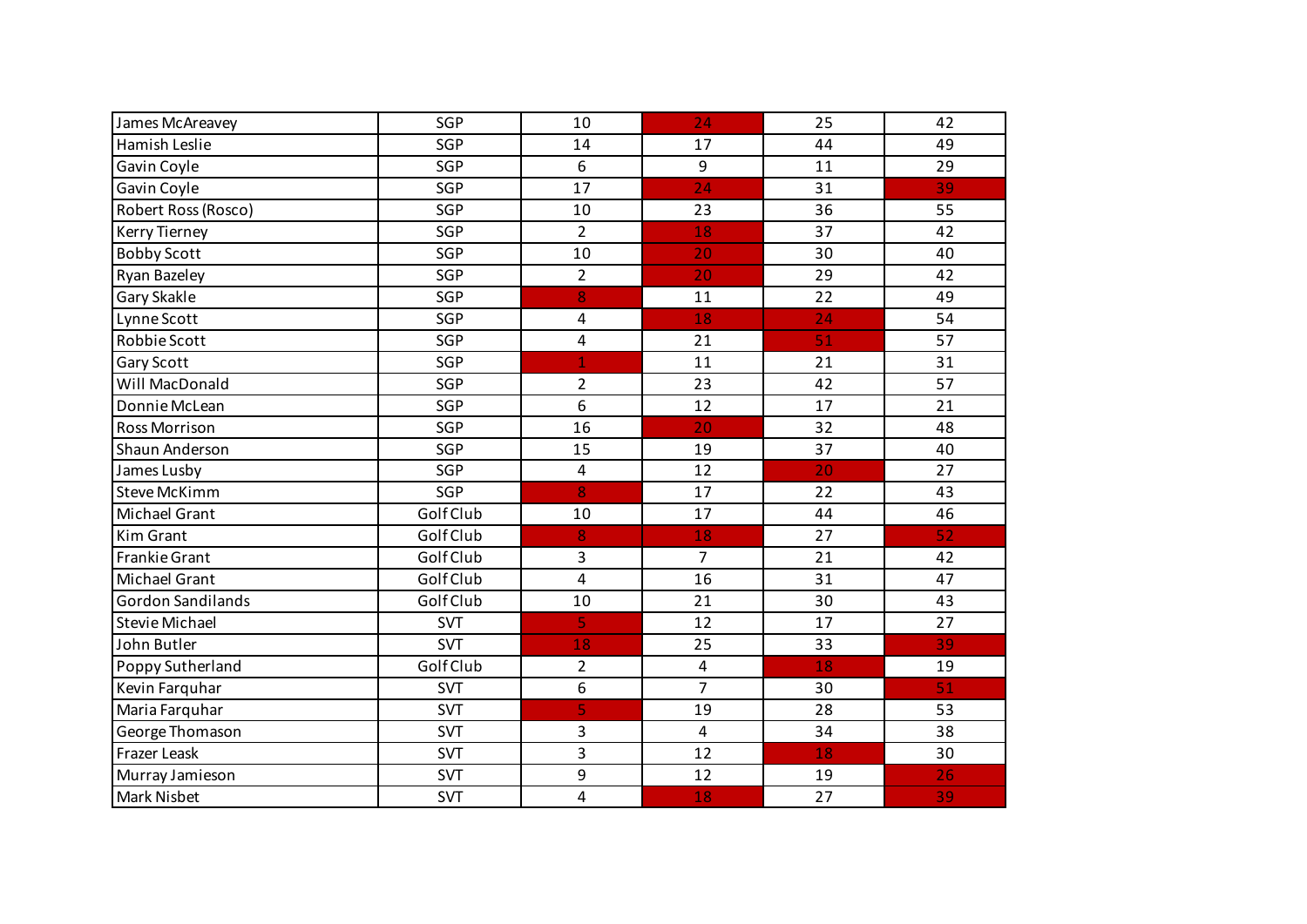| James McAreavey | SGP | 10 | 24 | 25 | 42 |
|---|---|---|---|---|---|
| Hamish Leslie | SGP | 14 | 17 | 44 | 49 |
| Gavin Coyle | SGP | 6 | 9 | 11 | 29 |
| Gavin Coyle | SGP | 17 | 24 | 31 | 39 |
| Robert Ross (Rosco) | SGP | 10 | 23 | 36 | 55 |
| Kerry Tierney | SGP | 2 | 18 | 37 | 42 |
| Bobby Scott | SGP | 10 | 20 | 30 | 40 |
| Ryan Bazeley | SGP | 2 | 20 | 29 | 42 |
| Gary Skakle | SGP | 8 | 11 | 22 | 49 |
| Lynne Scott | SGP | 4 | 18 | 24 | 54 |
| Robbie Scott | SGP | 4 | 21 | 51 | 57 |
| Gary Scott | SGP | 1 | 11 | 21 | 31 |
| Will MacDonald | SGP | 2 | 23 | 42 | 57 |
| Donnie McLean | SGP | 6 | 12 | 17 | 21 |
| Ross Morrison | SGP | 16 | 20 | 32 | 48 |
| Shaun Anderson | SGP | 15 | 19 | 37 | 40 |
| James Lusby | SGP | 4 | 12 | 20 | 27 |
| Steve McKimm | SGP | 8 | 17 | 22 | 43 |
| Michael Grant | Golf Club | 10 | 17 | 44 | 46 |
| Kim Grant | Golf Club | 8 | 18 | 27 | 52 |
| Frankie Grant | Golf Club | 3 | 7 | 21 | 42 |
| Michael Grant | Golf Club | 4 | 16 | 31 | 47 |
| Gordon Sandilands | Golf Club | 10 | 21 | 30 | 43 |
| Stevie Michael | SVT | 5 | 12 | 17 | 27 |
| John Butler | SVT | 18 | 25 | 33 | 39 |
| Poppy Sutherland | Golf Club | 2 | 4 | 18 | 19 |
| Kevin Farquhar | SVT | 6 | 7 | 30 | 51 |
| Maria Farquhar | SVT | 5 | 19 | 28 | 53 |
| George Thomason | SVT | 3 | 4 | 34 | 38 |
| Frazer Leask | SVT | 3 | 12 | 18 | 30 |
| Murray Jamieson | SVT | 9 | 12 | 19 | 26 |
| Mark Nisbet | SVT | 4 | 18 | 27 | 39 |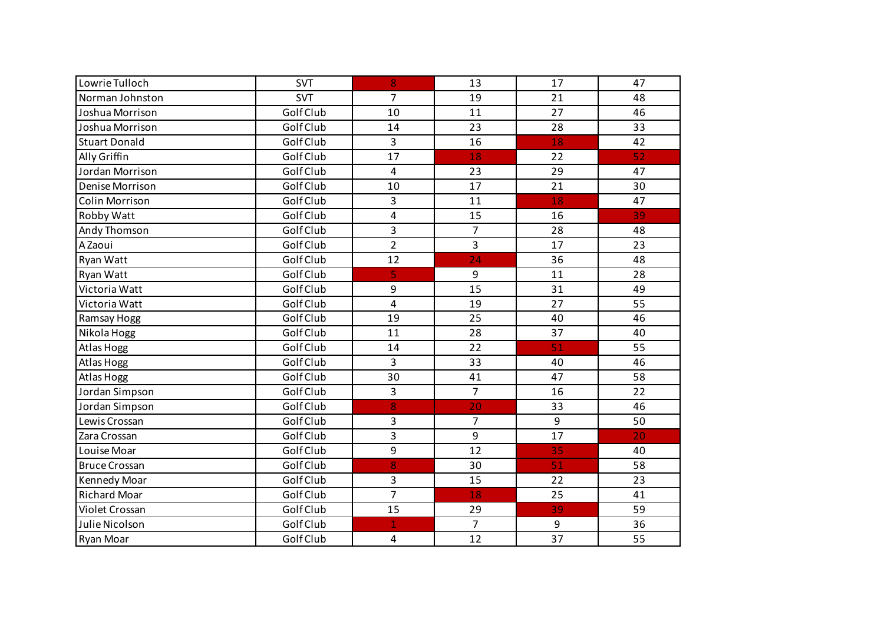| Lowrie Tulloch | SVT | 8 | 13 | 17 | 47 |
|---|---|---|---|---|---|
| Norman Johnston | SVT | 7 | 19 | 21 | 48 |
| Joshua Morrison | Golf Club | 10 | 11 | 27 | 46 |
| Joshua Morrison | Golf Club | 14 | 23 | 28 | 33 |
| Stuart Donald | Golf Club | 3 | 16 | 18 | 42 |
| Ally Griffin | Golf Club | 17 | 18 | 22 | 52 |
| Jordan Morrison | Golf Club | 4 | 23 | 29 | 47 |
| Denise Morrison | Golf Club | 10 | 17 | 21 | 30 |
| Colin Morrison | Golf Club | 3 | 11 | 18 | 47 |
| Robby Watt | Golf Club | 4 | 15 | 16 | 39 |
| Andy Thomson | Golf Club | 3 | 7 | 28 | 48 |
| A Zaoui | Golf Club | 2 | 3 | 17 | 23 |
| Ryan Watt | Golf Club | 12 | 24 | 36 | 48 |
| Ryan Watt | Golf Club | 5 | 9 | 11 | 28 |
| Victoria Watt | Golf Club | 9 | 15 | 31 | 49 |
| Victoria Watt | Golf Club | 4 | 19 | 27 | 55 |
| Ramsay Hogg | Golf Club | 19 | 25 | 40 | 46 |
| Nikola Hogg | Golf Club | 11 | 28 | 37 | 40 |
| Atlas Hogg | Golf Club | 14 | 22 | 51 | 55 |
| Atlas Hogg | Golf Club | 3 | 33 | 40 | 46 |
| Atlas Hogg | Golf Club | 30 | 41 | 47 | 58 |
| Jordan Simpson | Golf Club | 3 | 7 | 16 | 22 |
| Jordan Simpson | Golf Club | 8 | 20 | 33 | 46 |
| Lewis Crossan | Golf Club | 3 | 7 | 9 | 50 |
| Zara Crossan | Golf Club | 3 | 9 | 17 | 20 |
| Louise Moar | Golf Club | 9 | 12 | 35 | 40 |
| Bruce Crossan | Golf Club | 8 | 30 | 51 | 58 |
| Kennedy Moar | Golf Club | 3 | 15 | 22 | 23 |
| Richard Moar | Golf Club | 7 | 18 | 25 | 41 |
| Violet Crossan | Golf Club | 15 | 29 | 39 | 59 |
| Julie Nicolson | Golf Club | 1 | 7 | 9 | 36 |
| Ryan Moar | Golf Club | 4 | 12 | 37 | 55 |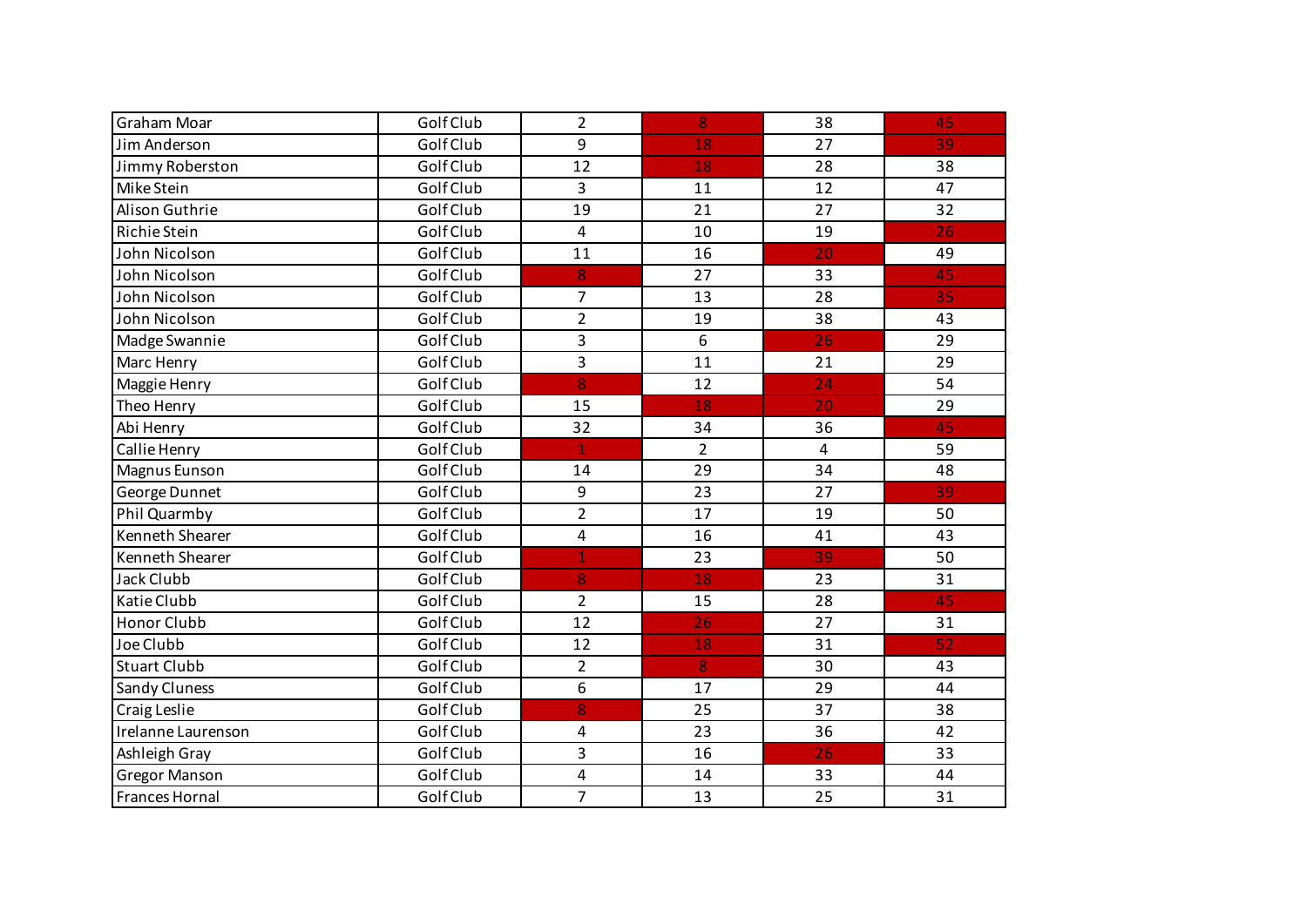| | | | | | |
|---|---|---|---|---|---|
| Graham Moar | Golf Club | 2 | 8 | 38 | 45 |
| Jim Anderson | Golf Club | 9 | 18 | 27 | 39 |
| Jimmy Roberston | Golf Club | 12 | 18 | 28 | 38 |
| Mike Stein | Golf Club | 3 | 11 | 12 | 47 |
| Alison Guthrie | Golf Club | 19 | 21 | 27 | 32 |
| Richie Stein | Golf Club | 4 | 10 | 19 | 26 |
| John Nicolson | Golf Club | 11 | 16 | 20 | 49 |
| John Nicolson | Golf Club | 8 | 27 | 33 | 45 |
| John Nicolson | Golf Club | 7 | 13 | 28 | 35 |
| John Nicolson | Golf Club | 2 | 19 | 38 | 43 |
| Madge Swannie | Golf Club | 3 | 6 | 26 | 29 |
| Marc Henry | Golf Club | 3 | 11 | 21 | 29 |
| Maggie Henry | Golf Club | 8 | 12 | 24 | 54 |
| Theo Henry | Golf Club | 15 | 18 | 20 | 29 |
| Abi Henry | Golf Club | 32 | 34 | 36 | 45 |
| Callie Henry | Golf Club | 1 | 2 | 4 | 59 |
| Magnus Eunson | Golf Club | 14 | 29 | 34 | 48 |
| George Dunnet | Golf Club | 9 | 23 | 27 | 39 |
| Phil Quarmby | Golf Club | 2 | 17 | 19 | 50 |
| Kenneth Shearer | Golf Club | 4 | 16 | 41 | 43 |
| Kenneth Shearer | Golf Club | 1 | 23 | 39 | 50 |
| Jack Clubb | Golf Club | 8 | 18 | 23 | 31 |
| Katie Clubb | Golf Club | 2 | 15 | 28 | 45 |
| Honor Clubb | Golf Club | 12 | 26 | 27 | 31 |
| Joe Clubb | Golf Club | 12 | 18 | 31 | 52 |
| Stuart Clubb | Golf Club | 2 | 8 | 30 | 43 |
| Sandy Cluness | Golf Club | 6 | 17 | 29 | 44 |
| Craig Leslie | Golf Club | 8 | 25 | 37 | 38 |
| Irelanne Laurenson | Golf Club | 4 | 23 | 36 | 42 |
| Ashleigh Gray | Golf Club | 3 | 16 | 26 | 33 |
| Gregor Manson | Golf Club | 4 | 14 | 33 | 44 |
| Frances Hornal | Golf Club | 7 | 13 | 25 | 31 |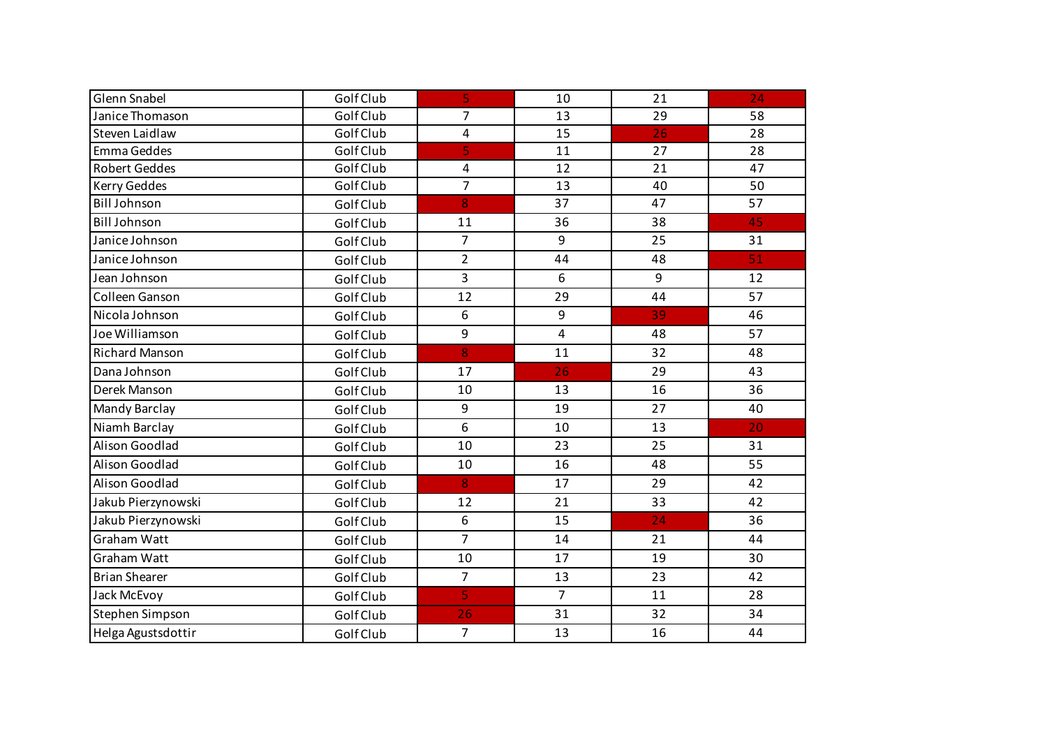| | | | | | |
|---|---|---|---|---|---|
| Glenn Snabel | Golf Club | 5 | 10 | 21 | 24 |
| Janice Thomason | Golf Club | 7 | 13 | 29 | 58 |
| Steven Laidlaw | Golf Club | 4 | 15 | 26 | 28 |
| Emma Geddes | Golf Club | 5 | 11 | 27 | 28 |
| Robert Geddes | Golf Club | 4 | 12 | 21 | 47 |
| Kerry Geddes | Golf Club | 7 | 13 | 40 | 50 |
| Bill Johnson | Golf Club | 8 | 37 | 47 | 57 |
| Bill Johnson | Golf Club | 11 | 36 | 38 | 45 |
| Janice Johnson | Golf Club | 7 | 9 | 25 | 31 |
| Janice Johnson | Golf Club | 2 | 44 | 48 | 51 |
| Jean Johnson | Golf Club | 3 | 6 | 9 | 12 |
| Colleen Ganson | Golf Club | 12 | 29 | 44 | 57 |
| Nicola Johnson | Golf Club | 6 | 9 | 39 | 46 |
| Joe Williamson | Golf Club | 9 | 4 | 48 | 57 |
| Richard Manson | Golf Club | 8 | 11 | 32 | 48 |
| Dana Johnson | Golf Club | 17 | 26 | 29 | 43 |
| Derek Manson | Golf Club | 10 | 13 | 16 | 36 |
| Mandy Barclay | Golf Club | 9 | 19 | 27 | 40 |
| Niamh Barclay | Golf Club | 6 | 10 | 13 | 20 |
| Alison Goodlad | Golf Club | 10 | 23 | 25 | 31 |
| Alison Goodlad | Golf Club | 10 | 16 | 48 | 55 |
| Alison Goodlad | Golf Club | 8 | 17 | 29 | 42 |
| Jakub Pierzynowski | Golf Club | 12 | 21 | 33 | 42 |
| Jakub Pierzynowski | Golf Club | 6 | 15 | 24 | 36 |
| Graham Watt | Golf Club | 7 | 14 | 21 | 44 |
| Graham Watt | Golf Club | 10 | 17 | 19 | 30 |
| Brian Shearer | Golf Club | 7 | 13 | 23 | 42 |
| Jack McEvoy | Golf Club | 5 | 7 | 11 | 28 |
| Stephen Simpson | Golf Club | 26 | 31 | 32 | 34 |
| Helga Agustsdottir | Golf Club | 7 | 13 | 16 | 44 |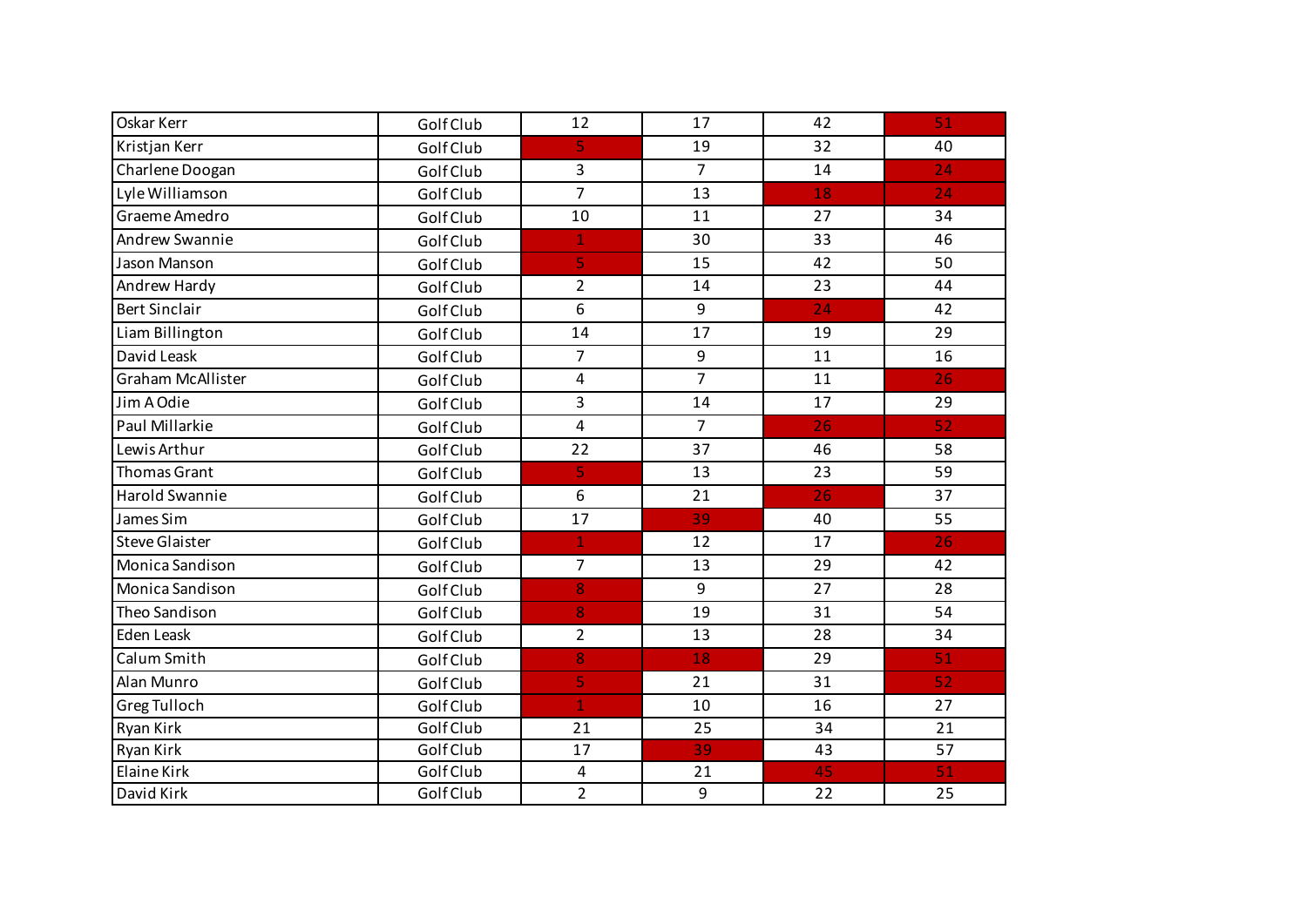| | | | | | |
|---|---|---|---|---|---|
| Oskar Kerr | Golf Club | 12 | 17 | 42 | 51 |
| Kristjan Kerr | Golf Club | 5 | 19 | 32 | 40 |
| Charlene Doogan | Golf Club | 3 | 7 | 14 | 24 |
| Lyle Williamson | Golf Club | 7 | 13 | 18 | 24 |
| Graeme Amedro | Golf Club | 10 | 11 | 27 | 34 |
| Andrew Swannie | Golf Club | 1 | 30 | 33 | 46 |
| Jason Manson | Golf Club | 5 | 15 | 42 | 50 |
| Andrew Hardy | Golf Club | 2 | 14 | 23 | 44 |
| Bert Sinclair | Golf Club | 6 | 9 | 24 | 42 |
| Liam Billington | Golf Club | 14 | 17 | 19 | 29 |
| David Leask | Golf Club | 7 | 9 | 11 | 16 |
| Graham McAllister | Golf Club | 4 | 7 | 11 | 26 |
| Jim A Odie | Golf Club | 3 | 14 | 17 | 29 |
| Paul Millarkie | Golf Club | 4 | 7 | 26 | 52 |
| Lewis Arthur | Golf Club | 22 | 37 | 46 | 58 |
| Thomas Grant | Golf Club | 5 | 13 | 23 | 59 |
| Harold Swannie | Golf Club | 6 | 21 | 26 | 37 |
| James Sim | Golf Club | 17 | 39 | 40 | 55 |
| Steve Glaister | Golf Club | 1 | 12 | 17 | 26 |
| Monica Sandison | Golf Club | 7 | 13 | 29 | 42 |
| Monica Sandison | Golf Club | 8 | 9 | 27 | 28 |
| Theo Sandison | Golf Club | 8 | 19 | 31 | 54 |
| Eden Leask | Golf Club | 2 | 13 | 28 | 34 |
| Calum Smith | Golf Club | 8 | 18 | 29 | 51 |
| Alan Munro | Golf Club | 5 | 21 | 31 | 52 |
| Greg Tulloch | Golf Club | 1 | 10 | 16 | 27 |
| Ryan Kirk | Golf Club | 21 | 25 | 34 | 21 |
| Ryan Kirk | Golf Club | 17 | 39 | 43 | 57 |
| Elaine Kirk | Golf Club | 4 | 21 | 45 | 51 |
| David Kirk | Golf Club | 2 | 9 | 22 | 25 |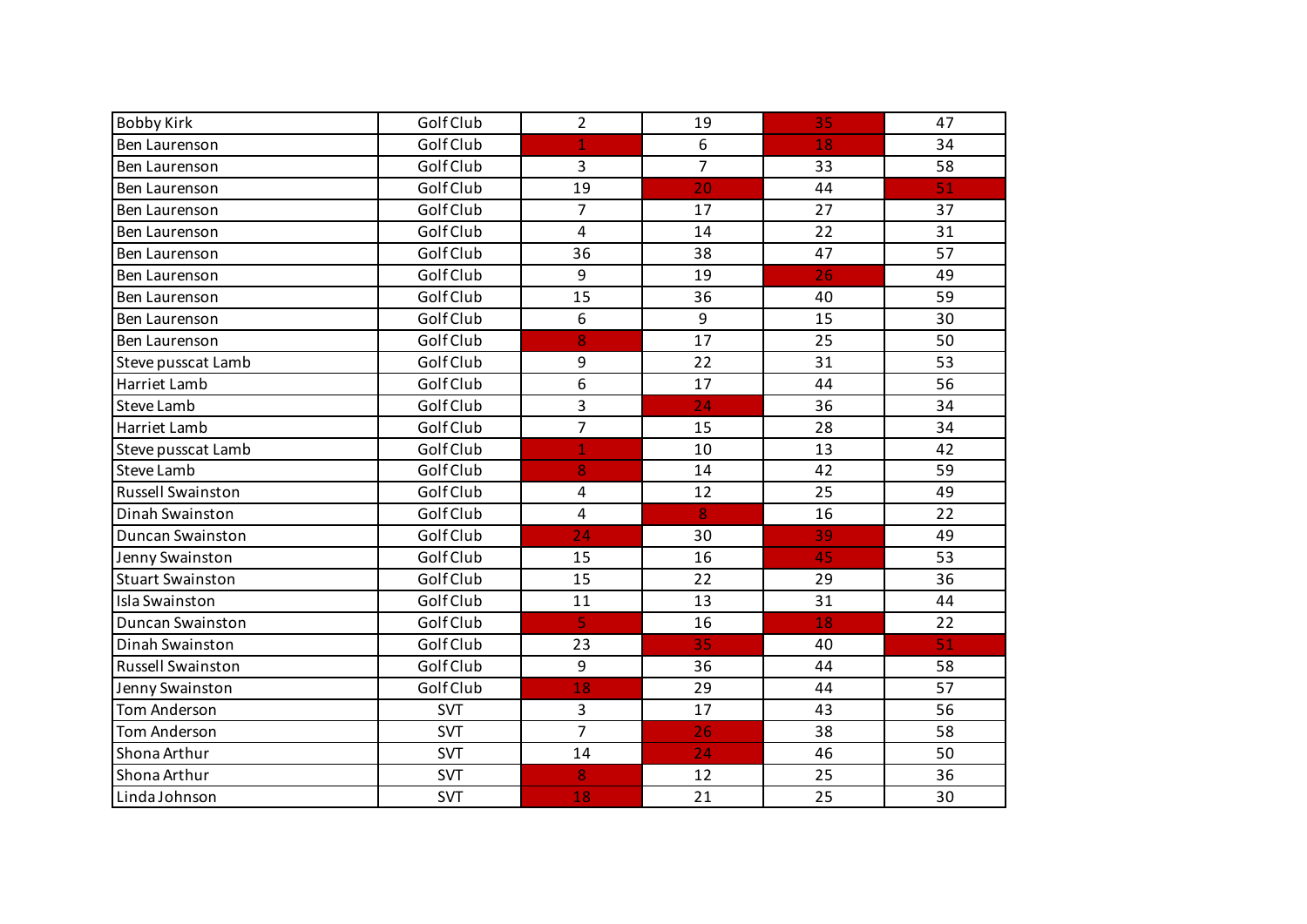| | | | | | |
|---|---|---|---|---|---|
| Bobby Kirk | Golf Club | 2 | 19 | 35 | 47 |
| Ben Laurenson | Golf Club | 1 | 6 | 18 | 34 |
| Ben Laurenson | Golf Club | 3 | 7 | 33 | 58 |
| Ben Laurenson | Golf Club | 19 | 20 | 44 | 51 |
| Ben Laurenson | Golf Club | 7 | 17 | 27 | 37 |
| Ben Laurenson | Golf Club | 4 | 14 | 22 | 31 |
| Ben Laurenson | Golf Club | 36 | 38 | 47 | 57 |
| Ben Laurenson | Golf Club | 9 | 19 | 26 | 49 |
| Ben Laurenson | Golf Club | 15 | 36 | 40 | 59 |
| Ben Laurenson | Golf Club | 6 | 9 | 15 | 30 |
| Ben Laurenson | Golf Club | 8 | 17 | 25 | 50 |
| Steve pusscat Lamb | Golf Club | 9 | 22 | 31 | 53 |
| Harriet Lamb | Golf Club | 6 | 17 | 44 | 56 |
| Steve Lamb | Golf Club | 3 | 24 | 36 | 34 |
| Harriet Lamb | Golf Club | 7 | 15 | 28 | 34 |
| Steve pusscat Lamb | Golf Club | 1 | 10 | 13 | 42 |
| Steve Lamb | Golf Club | 8 | 14 | 42 | 59 |
| Russell Swainston | Golf Club | 4 | 12 | 25 | 49 |
| Dinah Swainston | Golf Club | 4 | 8 | 16 | 22 |
| Duncan Swainston | Golf Club | 24 | 30 | 39 | 49 |
| Jenny Swainston | Golf Club | 15 | 16 | 45 | 53 |
| Stuart Swainston | Golf Club | 15 | 22 | 29 | 36 |
| Isla Swainston | Golf Club | 11 | 13 | 31 | 44 |
| Duncan Swainston | Golf Club | 5 | 16 | 18 | 22 |
| Dinah Swainston | Golf Club | 23 | 35 | 40 | 51 |
| Russell Swainston | Golf Club | 9 | 36 | 44 | 58 |
| Jenny Swainston | Golf Club | 18 | 29 | 44 | 57 |
| Tom Anderson | SVT | 3 | 17 | 43 | 56 |
| Tom Anderson | SVT | 7 | 26 | 38 | 58 |
| Shona Arthur | SVT | 14 | 24 | 46 | 50 |
| Shona Arthur | SVT | 8 | 12 | 25 | 36 |
| Linda Johnson | SVT | 18 | 21 | 25 | 30 |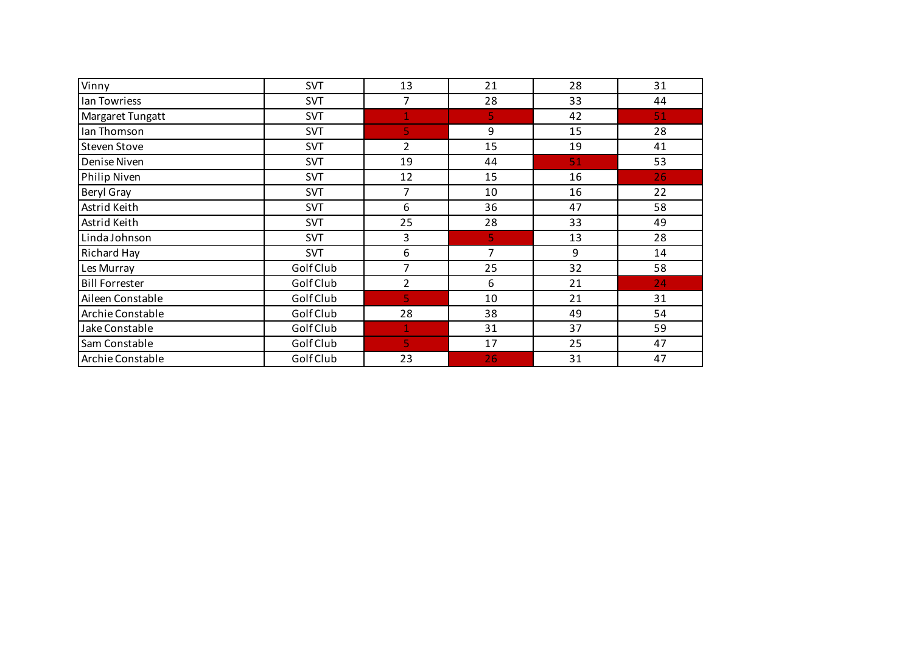| | | | | | |
|---|---|---|---|---|---|
| Vinny | SVT | 13 | 21 | 28 | 31 |
| Ian Towriess | SVT | 7 | 28 | 33 | 44 |
| Margaret Tungatt | SVT | 1 | 5 | 42 | 51 |
| Ian Thomson | SVT | 5 | 9 | 15 | 28 |
| Steven Stove | SVT | 2 | 15 | 19 | 41 |
| Denise Niven | SVT | 19 | 44 | 51 | 53 |
| Philip Niven | SVT | 12 | 15 | 16 | 26 |
| Beryl Gray | SVT | 7 | 10 | 16 | 22 |
| Astrid Keith | SVT | 6 | 36 | 47 | 58 |
| Astrid Keith | SVT | 25 | 28 | 33 | 49 |
| Linda Johnson | SVT | 3 | 5 | 13 | 28 |
| Richard Hay | SVT | 6 | 7 | 9 | 14 |
| Les Murray | Golf Club | 7 | 25 | 32 | 58 |
| Bill Forrester | Golf Club | 2 | 6 | 21 | 24 |
| Aileen Constable | Golf Club | 5 | 10 | 21 | 31 |
| Archie Constable | Golf Club | 28 | 38 | 49 | 54 |
| Jake Constable | Golf Club | 1 | 31 | 37 | 59 |
| Sam Constable | Golf Club | 5 | 17 | 25 | 47 |
| Archie Constable | Golf Club | 23 | 26 | 31 | 47 |